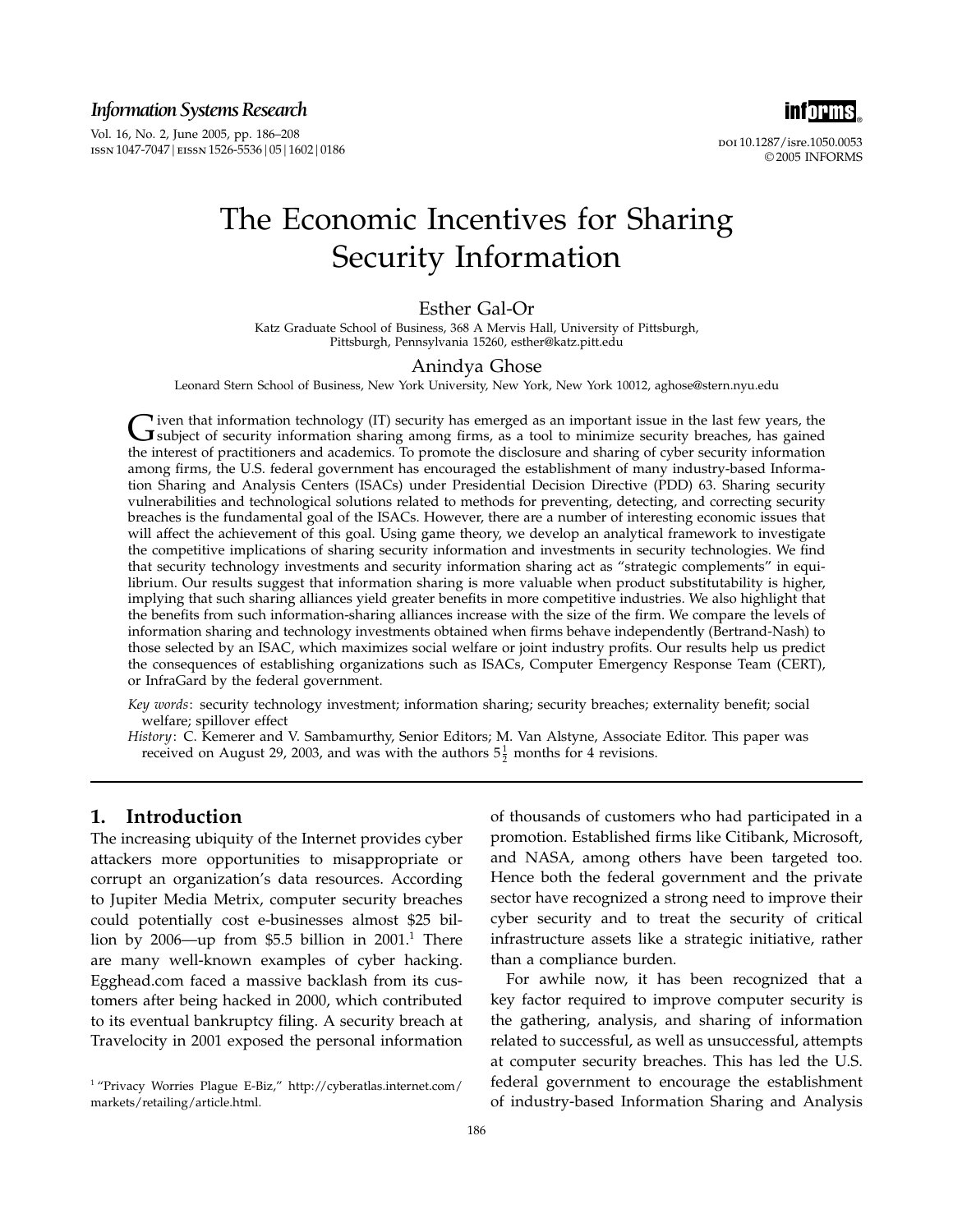# The Economic Incentives for Sharing Security Information

**Esther Gal-Or**

Katz Graduate School of Business, 368 A Mervis Hall, University of Pittsburgh, Pittsburgh, Pennsylvania 15260, esther@katz.pitt.edu

**Anindya Ghose**

Leonard Stern School of Business, New York University, New York, New York 10012, aghose@stern.nyu.edu

Given that information technology (IT) security has emerged as an important issue in the last few years, the subject of security information sharing among firms, as a tool to minimize security breaches, has gained the interest of practitioners and academics. To promote the disclosure and sharing of cyber security information among firms, the U.S. federal government has encouraged the establishment of many industry-based Information Sharing and Analysis Centers (ISACs) under Presidential Decision Directive (PDD) 63. Sharing security vulnerabilities and technological solutions related to methods for preventing, detecting, and correcting security breaches is the fundamental goal of the ISACs. However, there are a number of interesting economic issues that will affect the achievement of this goal. Using game theory, we develop an analytical framework to investigate the competitive implications of sharing security information and investments in security technologies. We find that security technology investments and security information sharing act as "strategic complements" in equilibrium. Our results suggest that information sharing is more valuable when product substitutability is higher, implying that such sharing alliances yield greater benefits in more competitive industries. We also highlight that the benefits from such information-sharing alliances increase with the size of the firm. We compare the levels of information sharing and technology investments obtained when firms behave independently (Bertrand-Nash) to those selected by an ISAC, which maximizes social welfare or joint industry profits. Our results help us predict the consequences of establishing organizations such as ISACs, Computer Emergency Response Team (CERT), or InfraGard by the federal government.

*Key words*: security technology investment; information sharing; security breaches; externality benefit; social welfare; spillover effect

*History*: C. Kemerer and V. Sambamurthy, Senior Editors; M. Van Alstyne, Associate Editor. This paper was received on August 29, 2003, and was with the authors $5\frac{1}{2}$ months for 4 revisions.

## 1. Introduction

The increasing ubiquity of the Internet provides cyber attackers more opportunities to misappropriate or corrupt an organization's data resources. According to Jupiter Media Metrix, computer security breaches could potentially cost e-businesses almost $25 billion by 2006—up from $5.5 billion in 2001.[1] There are many well-known examples of cyber hacking. Egghead.com faced a massive backlash from its customers after being hacked in 2000, which contributed to its eventual bankruptcy filing. A security breach at Travelocity in 2001 exposed the personal information of thousands of customers who had participated in a promotion. Established firms like Citibank, Microsoft, and NASA, among others have been targeted too. Hence both the federal government and the private sector have recognized a strong need to improve their cyber security and to treat the security of critical infrastructure assets like a strategic initiative, rather than a compliance burden.

For awhile now, it has been recognized that a key factor required to improve computer security is the gathering, analysis, and sharing of information related to successful, as well as unsuccessful, attempts at computer security breaches. This has led the U.S. federal government to encourage the establishment of industry-based Information Sharing and Analysis

[1] "Privacy Worries Plague E-Biz," http://cyberatlas.internet.com/markets/retailing/article.html.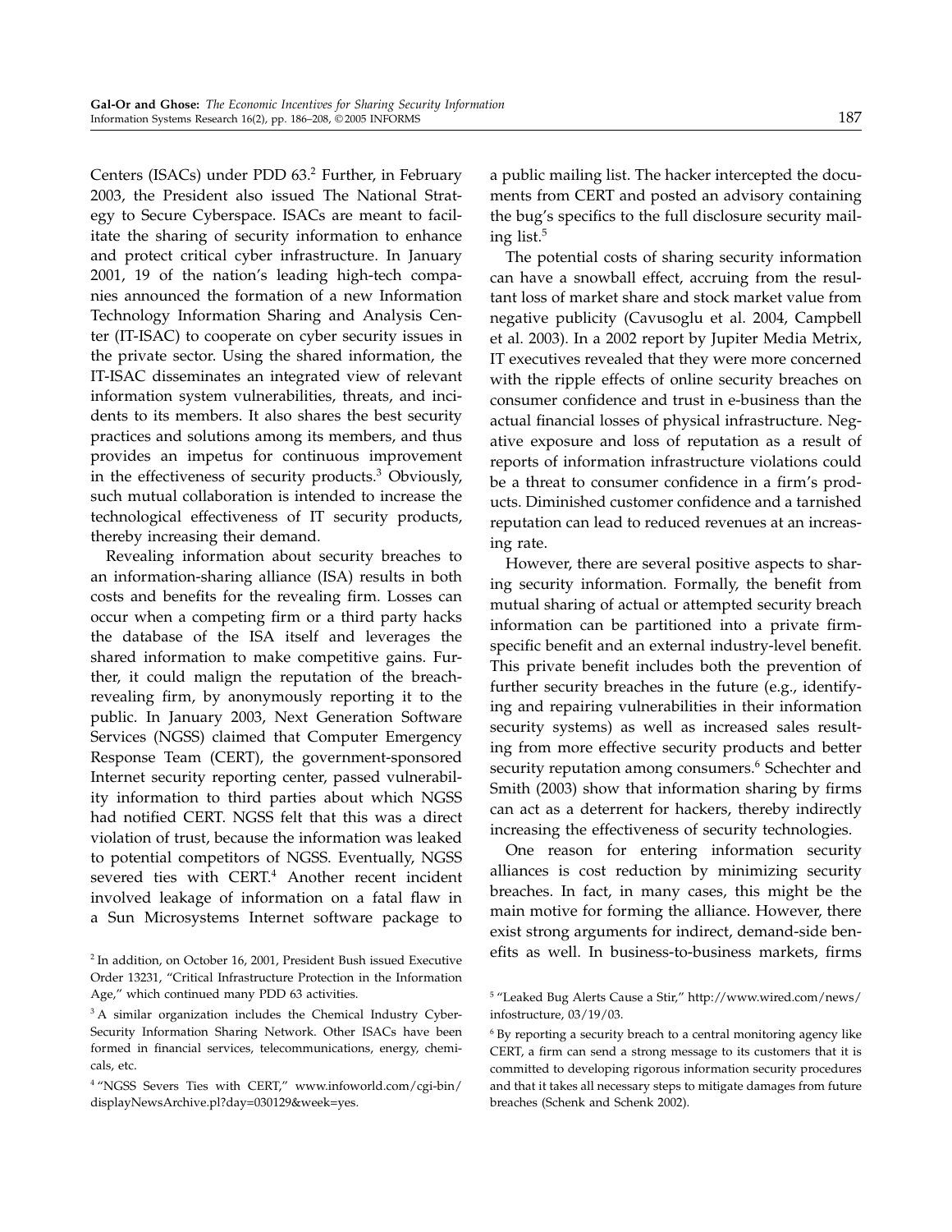Centers (ISACs) under PDD 63.[2] Further, in February 2003, the President also issued The National Strategy to Secure Cyberspace. ISACs are meant to facilitate the sharing of security information to enhance and protect critical cyber infrastructure. In January 2001, 19 of the nation's leading high-tech companies announced the formation of a new Information Technology Information Sharing and Analysis Center (IT-ISAC) to cooperate on cyber security issues in the private sector. Using the shared information, the IT-ISAC disseminates an integrated view of relevant information system vulnerabilities, threats, and incidents to its members. It also shares the best security practices and solutions among its members, and thus provides an impetus for continuous improvement in the effectiveness of security products.[3] Obviously, such mutual collaboration is intended to increase the technological effectiveness of IT security products, thereby increasing their demand.

Revealing information about security breaches to an information-sharing alliance (ISA) results in both costs and benefits for the revealing firm. Losses can occur when a competing firm or a third party hacks the database of the ISA itself and leverages the shared information to make competitive gains. Further, it could malign the reputation of the breach-revealing firm, by anonymously reporting it to the public. In January 2003, Next Generation Software Services (NGSS) claimed that Computer Emergency Response Team (CERT), the government-sponsored Internet security reporting center, passed vulnerability information to third parties about which NGSS had notified CERT. NGSS felt that this was a direct violation of trust, because the information was leaked to potential competitors of NGSS. Eventually, NGSS severed ties with CERT.[4] Another recent incident involved leakage of information on a fatal flaw in a Sun Microsystems Internet software package to a public mailing list. The hacker intercepted the documents from CERT and posted an advisory containing the bug's specifics to the full disclosure security mailing list.[5]

The potential costs of sharing security information can have a snowball effect, accruing from the resultant loss of market share and stock market value from negative publicity (Cavusoglu et al. 2004, Campbell et al. 2003). In a 2002 report by Jupiter Media Metrix, IT executives revealed that they were more concerned with the ripple effects of online security breaches on consumer confidence and trust in e-business than the actual financial losses of physical infrastructure. Negative exposure and loss of reputation as a result of reports of information infrastructure violations could be a threat to consumer confidence in a firm's products. Diminished customer confidence and a tarnished reputation can lead to reduced revenues at an increasing rate.

However, there are several positive aspects to sharing security information. Formally, the benefit from mutual sharing of actual or attempted security breach information can be partitioned into a private firm-specific benefit and an external industry-level benefit. This private benefit includes both the prevention of further security breaches in the future (e.g., identifying and repairing vulnerabilities in their information security systems) as well as increased sales resulting from more effective security products and better security reputation among consumers.[6] Schechter and Smith (2003) show that information sharing by firms can act as a deterrent for hackers, thereby indirectly increasing the effectiveness of security technologies.

One reason for entering information security alliances is cost reduction by minimizing security breaches. In fact, in many cases, this might be the main motive for forming the alliance. However, there exist strong arguments for indirect, demand-side benefits as well. In business-to-business markets, firms

[2] In addition, on October 16, 2001, President Bush issued Executive Order 13231, "Critical Infrastructure Protection in the Information Age," which continued many PDD 63 activities.

[3] A similar organization includes the Chemical Industry Cyber-Security Information Sharing Network. Other ISACs have been formed in financial services, telecommunications, energy, chemicals, etc.

[4] "NGSS Severs Ties with CERT," www.infoworld.com/cgi-bin/displayNewsArchive.pl?day=030129&week=yes.

[5] "Leaked Bug Alerts Cause a Stir," http://www.wired.com/news/infostructure, 03/19/03.

[6] By reporting a security breach to a central monitoring agency like CERT, a firm can send a strong message to its customers that it is committed to developing rigorous information security procedures and that it takes all necessary steps to mitigate damages from future breaches (Schenk and Schenk 2002).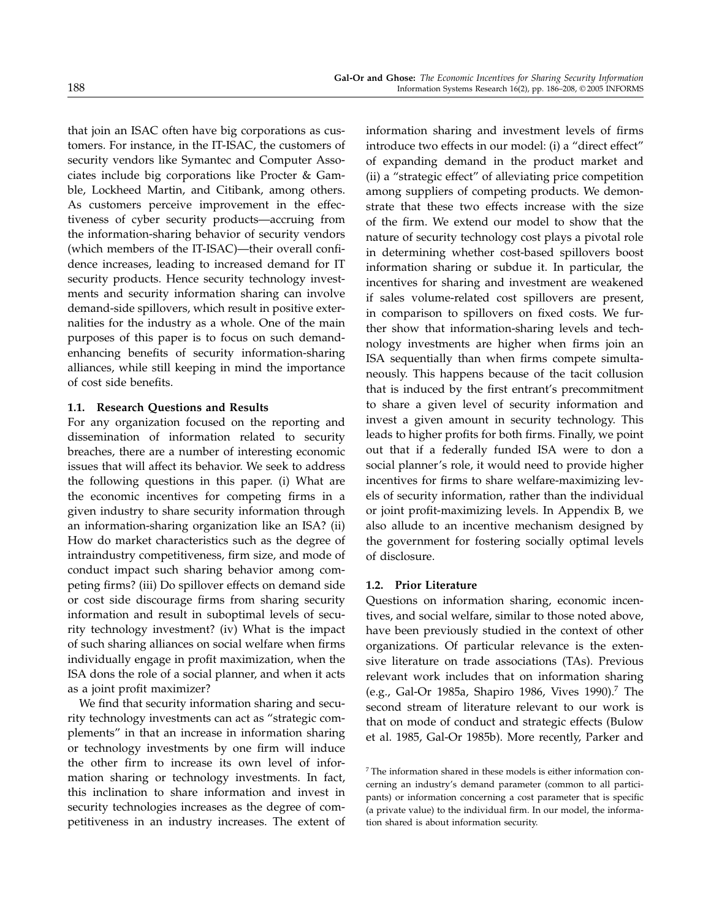that join an ISAC often have big corporations as customers. For instance, in the IT-ISAC, the customers of security vendors like Symantec and Computer Associates include big corporations like Procter & Gamble, Lockheed Martin, and Citibank, among others. As customers perceive improvement in the effectiveness of cyber security products—accruing from the information-sharing behavior of security vendors (which members of the IT-ISAC)—their overall confidence increases, leading to increased demand for IT security products. Hence security technology investments and security information sharing can involve demand-side spillovers, which result in positive externalities for the industry as a whole. One of the main purposes of this paper is to focus on such demand-enhancing benefits of security information-sharing alliances, while still keeping in mind the importance of cost side benefits.

### 1.1. Research Questions and Results

For any organization focused on the reporting and dissemination of information related to security breaches, there are a number of interesting economic issues that will affect its behavior. We seek to address the following questions in this paper. (i) What are the economic incentives for competing firms in a given industry to share security information through an information-sharing organization like an ISA? (ii) How do market characteristics such as the degree of intraindustry competitiveness, firm size, and mode of conduct impact such sharing behavior among competing firms? (iii) Do spillover effects on demand side or cost side discourage firms from sharing security information and result in suboptimal levels of security technology investment? (iv) What is the impact of such sharing alliances on social welfare when firms individually engage in profit maximization, when the ISA dons the role of a social planner, and when it acts as a joint profit maximizer?

We find that security information sharing and security technology investments can act as "strategic complements" in that an increase in information sharing or technology investments by one firm will induce the other firm to increase its own level of information sharing or technology investments. In fact, this inclination to share information and invest in security technologies increases as the degree of competitiveness in an industry increases. The extent of information sharing and investment levels of firms introduce two effects in our model: (i) a "direct effect" of expanding demand in the product market and (ii) a "strategic effect" of alleviating price competition among suppliers of competing products. We demonstrate that these two effects increase with the size of the firm. We extend our model to show that the nature of security technology cost plays a pivotal role in determining whether cost-based spillovers boost information sharing or subdue it. In particular, the incentives for sharing and investment are weakened if sales volume-related cost spillovers are present, in comparison to spillovers on fixed costs. We further show that information-sharing levels and technology investments are higher when firms join an ISA sequentially than when firms compete simultaneously. This happens because of the tacit collusion that is induced by the first entrant's precommitment to share a given level of security information and invest a given amount in security technology. This leads to higher profits for both firms. Finally, we point out that if a federally funded ISA were to don a social planner's role, it would need to provide higher incentives for firms to share welfare-maximizing levels of security information, rather than the individual or joint profit-maximizing levels. In Appendix B, we also allude to an incentive mechanism designed by the government for fostering socially optimal levels of disclosure.

### 1.2. Prior Literature

Questions on information sharing, economic incentives, and social welfare, similar to those noted above, have been previously studied in the context of other organizations. Of particular relevance is the extensive literature on trade associations (TAs). Previous relevant work includes that on information sharing (e.g., Gal-Or 1985a, Shapiro 1986, Vives 1990).[7] The second stream of literature relevant to our work is that on mode of conduct and strategic effects (Bulow et al. 1985, Gal-Or 1985b). More recently, Parker and

[7] The information shared in these models is either information concerning an industry's demand parameter (common to all participants) or information concerning a cost parameter that is specific (a private value) to the individual firm. In our model, the information shared is about information security.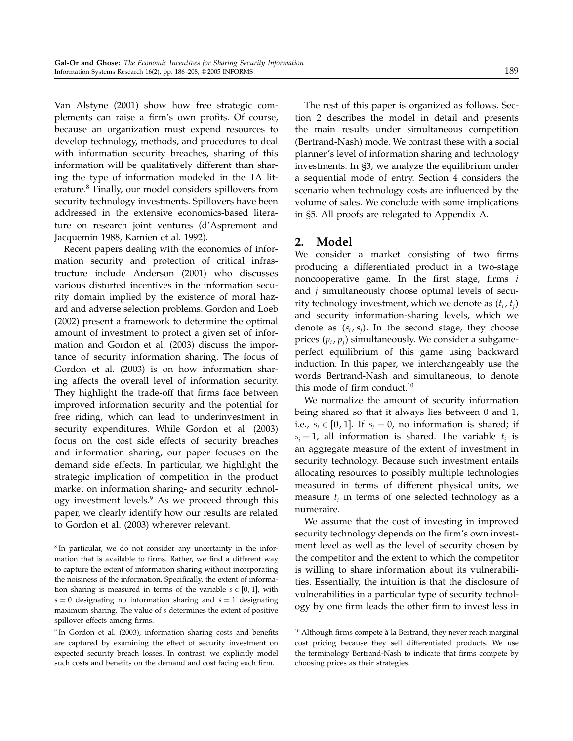Van Alstyne (2001) show how free strategic complements can raise a firm's own profits. Of course, because an organization must expend resources to develop technology, methods, and procedures to deal with information security breaches, sharing of this information will be qualitatively different than sharing the type of information modeled in the TA literature.[8] Finally, our model considers spillovers from security technology investments. Spillovers have been addressed in the extensive economics-based literature on research joint ventures (d'Aspremont and Jacquemin 1988, Kamien et al. 1992).

Recent papers dealing with the economics of information security and protection of critical infrastructure include Anderson (2001) who discusses various distorted incentives in the information security domain implied by the existence of moral hazard and adverse selection problems. Gordon and Loeb (2002) present a framework to determine the optimal amount of investment to protect a given set of information and Gordon et al. (2003) discuss the importance of security information sharing. The focus of Gordon et al. (2003) is on how information sharing affects the overall level of information security. They highlight the trade-off that firms face between improved information security and the potential for free riding, which can lead to underinvestment in security expenditures. While Gordon et al. (2003) focus on the cost side effects of security breaches and information sharing, our paper focuses on the demand side effects. In particular, we highlight the strategic implication of competition in the product market on information sharing- and security technology investment levels.[9] As we proceed through this paper, we clearly identify how our results are related to Gordon et al. (2003) wherever relevant.

The rest of this paper is organized as follows. Section 2 describes the model in detail and presents the main results under simultaneous competition (Bertrand-Nash) mode. We contrast these with a social planner's level of information sharing and technology investments. In §3, we analyze the equilibrium under a sequential mode of entry. Section 4 considers the scenario when technology costs are influenced by the volume of sales. We conclude with some implications in §5. All proofs are relegated to Appendix A.

## 2. Model

We consider a market consisting of two firms producing a differentiated product in a two-stage noncooperative game. In the first stage, firms $i$ and $j$ simultaneously choose optimal levels of security technology investment, which we denote as $(t_i, t_j)$ and security information-sharing levels, which we denote as $(s_i, s_j)$. In the second stage, they choose prices $(p_i, p_j)$ simultaneously. We consider a subgame-perfect equilibrium of this game using backward induction. In this paper, we interchangeably use the words Bertrand-Nash and simultaneous, to denote this mode of firm conduct.[10]

We normalize the amount of security information being shared so that it always lies between 0 and 1, i.e., $s_i \in [0, 1]$. If $s_i = 0$, no information is shared; if $s_i = 1$, all information is shared. The variable $t_i$ is an aggregate measure of the extent of investment in security technology. Because such investment entails allocating resources to possibly multiple technologies measured in terms of different physical units, we measure $t_i$ in terms of one selected technology as a numeraire.

We assume that the cost of investing in improved security technology depends on the firm's own investment level as well as the level of security chosen by the competitor and the extent to which the competitor is willing to share information about its vulnerabilities. Essentially, the intuition is that the disclosure of vulnerabilities in a particular type of security technology by one firm leads the other firm to invest less in

[8] In particular, we do not consider any uncertainty in the information that is available to firms. Rather, we find a different way to capture the extent of information sharing without incorporating the noisiness of the information. Specifically, the extent of information sharing is measured in terms of the variable $s \in [0, 1]$, with $s = 0$ designating no information sharing and $s = 1$ designating maximum sharing. The value of $s$ determines the extent of positive spillover effects among firms.

[9] In Gordon et al. (2003), information sharing costs and benefits are captured by examining the effect of security investment on expected security breach losses. In contrast, we explicitly model such costs and benefits on the demand and cost facing each firm.

[10] Although firms compete à la Bertrand, they never reach marginal cost pricing because they sell differentiated products. We use the terminology Bertrand-Nash to indicate that firms compete by choosing prices as their strategies.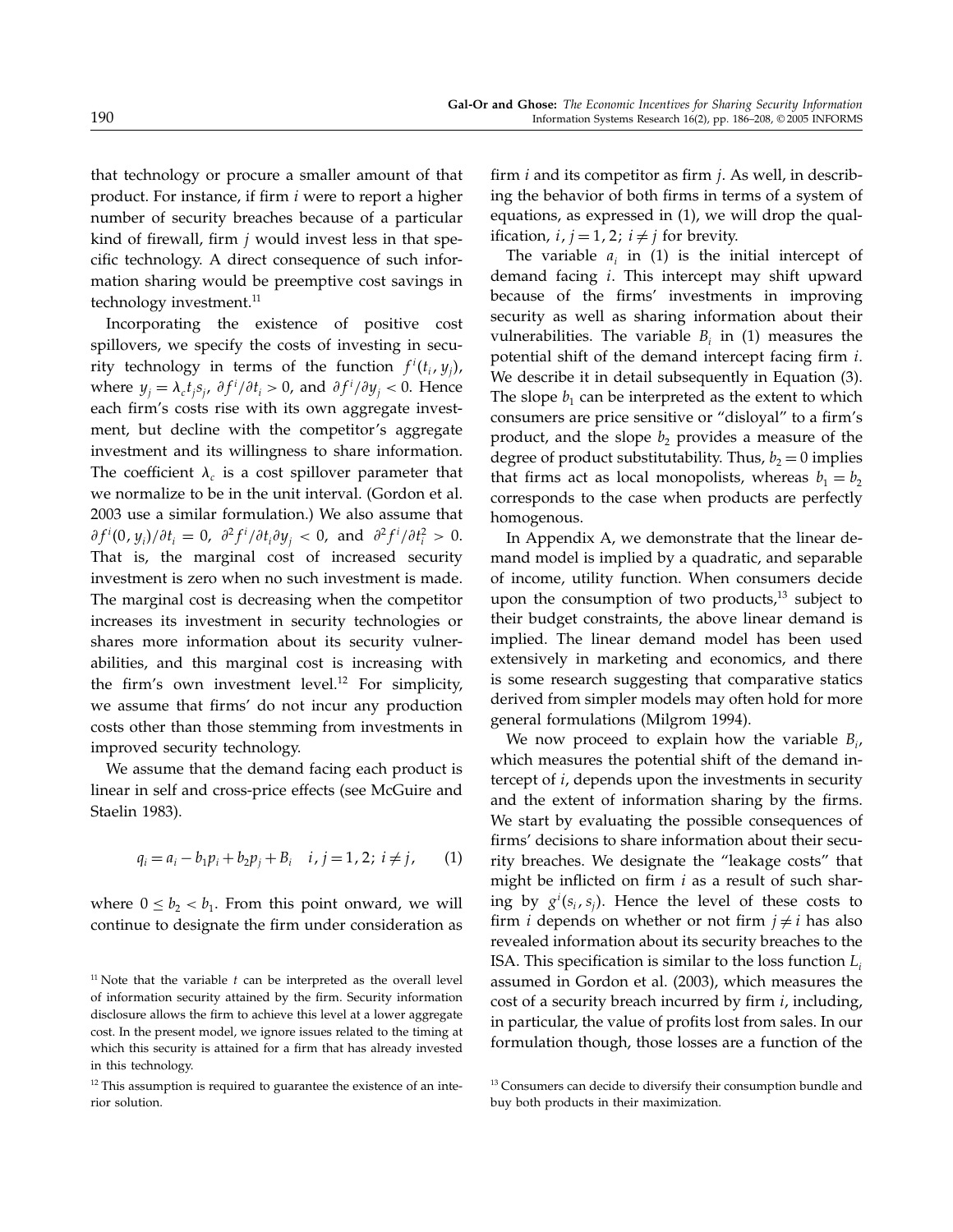that technology or procure a smaller amount of that product. For instance, if firm $i$ were to report a higher number of security breaches because of a particular kind of firewall, firm $j$ would invest less in that specific technology. A direct consequence of such information sharing would be preemptive cost savings in technology investment.[11]

Incorporating the existence of positive cost spillovers, we specify the costs of investing in security technology in terms of the function $f^i(t_i, y_j)$, where $y_j = \lambda_c t_j s_j$, $\partial f^i/\partial t_i > 0$, and $\partial f^i/\partial y_j < 0$. Hence each firm's costs rise with its own aggregate investment, but decline with the competitor's aggregate investment and its willingness to share information. The coefficient $\lambda_c$ is a cost spillover parameter that we normalize to be in the unit interval. (Gordon et al. 2003 use a similar formulation.) We also assume that $\partial f^i(0, y_i)/\partial t_i = 0$, $\partial^2 f^i/\partial t_i \partial y_j < 0$, and $\partial^2 f^i/\partial t_i^2 > 0$. That is, the marginal cost of increased security investment is zero when no such investment is made. The marginal cost is decreasing when the competitor increases its investment in security technologies or shares more information about its security vulnerabilities, and this marginal cost is increasing with the firm's own investment level.[12] For simplicity, we assume that firms' do not incur any production costs other than those stemming from investments in improved security technology.

We assume that the demand facing each product is linear in self and cross-price effects (see McGuire and Staelin 1983).

$$q_i = a_i - b_1 p_i + b_2 p_j + B_i \quad i, j = 1, 2;\ i \neq j, \qquad (1)$$

where $0 \leq b_2 < b_1$. From this point onward, we will continue to designate the firm under consideration as firm $i$ and its competitor as firm $j$. As well, in describing the behavior of both firms in terms of a system of equations, as expressed in (1), we will drop the qualification, $i, j = 1, 2;\ i \neq j$ for brevity.

The variable $a_i$ in (1) is the initial intercept of demand facing $i$. This intercept may shift upward because of the firms' investments in improving security as well as sharing information about their vulnerabilities. The variable $B_i$ in (1) measures the potential shift of the demand intercept facing firm $i$. We describe it in detail subsequently in Equation (3). The slope $b_1$ can be interpreted as the extent to which consumers are price sensitive or "disloyal" to a firm's product, and the slope $b_2$ provides a measure of the degree of product substitutability. Thus, $b_2 = 0$ implies that firms act as local monopolists, whereas $b_1 = b_2$ corresponds to the case when products are perfectly homogenous.

In Appendix A, we demonstrate that the linear demand model is implied by a quadratic, and separable of income, utility function. When consumers decide upon the consumption of two products,[13] subject to their budget constraints, the above linear demand is implied. The linear demand model has been used extensively in marketing and economics, and there is some research suggesting that comparative statics derived from simpler models may often hold for more general formulations (Milgrom 1994).

We now proceed to explain how the variable $B_i$, which measures the potential shift of the demand intercept of $i$, depends upon the investments in security and the extent of information sharing by the firms. We start by evaluating the possible consequences of firms' decisions to share information about their security breaches. We designate the "leakage costs" that might be inflicted on firm $i$ as a result of such sharing by $g^i(s_i, s_j)$. Hence the level of these costs to firm $i$ depends on whether or not firm $j \neq i$ has also revealed information about its security breaches to the ISA. This specification is similar to the loss function $L_i$ assumed in Gordon et al. (2003), which measures the cost of a security breach incurred by firm $i$, including, in particular, the value of profits lost from sales. In our formulation though, those losses are a function of the

[11] Note that the variable $t$ can be interpreted as the overall level of information security attained by the firm. Security information disclosure allows the firm to achieve this level at a lower aggregate cost. In the present model, we ignore issues related to the timing at which this security is attained for a firm that has already invested in this technology.

[12] This assumption is required to guarantee the existence of an interior solution.

[13] Consumers can decide to diversify their consumption bundle and buy both products in their maximization.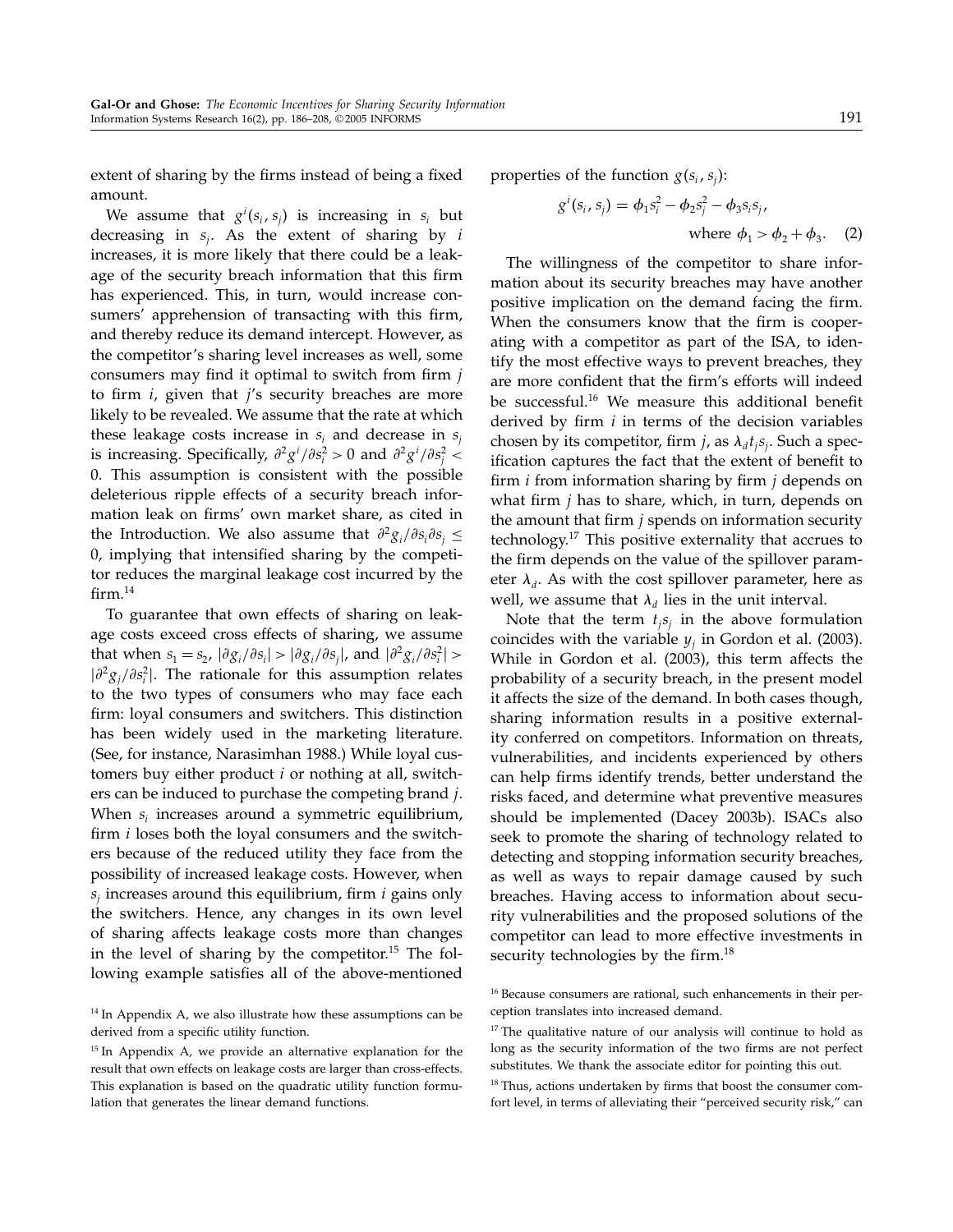extent of sharing by the firms instead of being a fixed amount.

We assume that $g^i(s_i, s_j)$ is increasing in $s_i$ but decreasing in $s_j$. As the extent of sharing by $i$ increases, it is more likely that there could be a leakage of the security breach information that this firm has experienced. This, in turn, would increase consumers' apprehension of transacting with this firm, and thereby reduce its demand intercept. However, as the competitor's sharing level increases as well, some consumers may find it optimal to switch from firm $j$ to firm $i$, given that $j$'s security breaches are more likely to be revealed. We assume that the rate at which these leakage costs increase in $s_i$ and decrease in $s_j$ is increasing. Specifically, $\partial^2 g^i/\partial s_i^2 > 0$ and $\partial^2 g^i/\partial s_j^2 < 0$. This assumption is consistent with the possible deleterious ripple effects of a security breach information leak on firms' own market share, as cited in the Introduction. We also assume that $\partial^2 g_i/\partial s_i \partial s_j \leq 0$, implying that intensified sharing by the competitor reduces the marginal leakage cost incurred by the firm.[14]

To guarantee that own effects of sharing on leakage costs exceed cross effects of sharing, we assume that when $s_1 = s_2$, $|\partial g_i/\partial s_i| > |\partial g_i/\partial s_j|$, and $|\partial^2 g_i/\partial s_i^2| > |\partial^2 g_j/\partial s_i^2|$. The rationale for this assumption relates to the two types of consumers who may face each firm: loyal consumers and switchers. This distinction has been widely used in the marketing literature. (See, for instance, Narasimhan 1988.) While loyal customers buy either product $i$ or nothing at all, switchers can be induced to purchase the competing brand $j$. When $s_i$ increases around a symmetric equilibrium, firm $i$ loses both the loyal consumers and the switchers because of the reduced utility they face from the possibility of increased leakage costs. However, when $s_j$ increases around this equilibrium, firm $i$ gains only the switchers. Hence, any changes in its own level of sharing affects leakage costs more than changes in the level of sharing by the competitor.[15] The following example satisfies all of the above-mentioned properties of the function $g(s_i, s_j)$:

$$g^i(s_i, s_j) = \phi_1 s_i^2 - \phi_2 s_j^2 - \phi_3 s_i s_j, \quad \text{where } \phi_1 > \phi_2 + \phi_3. \quad (2)$$

The willingness of the competitor to share information about its security breaches may have another positive implication on the demand facing the firm. When the consumers know that the firm is cooperating with a competitor as part of the ISA, to identify the most effective ways to prevent breaches, they are more confident that the firm's efforts will indeed be successful.[16] We measure this additional benefit derived by firm $i$ in terms of the decision variables chosen by its competitor, firm $j$, as $\lambda_d t_j s_j$. Such a specification captures the fact that the extent of benefit to firm $i$ from information sharing by firm $j$ depends on what firm $j$ has to share, which, in turn, depends on the amount that firm $j$ spends on information security technology.[17] This positive externality that accrues to the firm depends on the value of the spillover parameter $\lambda_d$. As with the cost spillover parameter, here as well, we assume that $\lambda_d$ lies in the unit interval.

Note that the term $t_j s_j$ in the above formulation coincides with the variable $y_j$ in Gordon et al. (2003). While in Gordon et al. (2003), this term affects the probability of a security breach, in the present model it affects the size of the demand. In both cases though, sharing information results in a positive externality conferred on competitors. Information on threats, vulnerabilities, and incidents experienced by others can help firms identify trends, better understand the risks faced, and determine what preventive measures should be implemented (Dacey 2003b). ISACs also seek to promote the sharing of technology related to detecting and stopping information security breaches, as well as ways to repair damage caused by such breaches. Having access to information about security vulnerabilities and the proposed solutions of the competitor can lead to more effective investments in security technologies by the firm.[18]

---

[14] In Appendix A, we also illustrate how these assumptions can be derived from a specific utility function.

[15] In Appendix A, we provide an alternative explanation for the result that own effects on leakage costs are larger than cross-effects. This explanation is based on the quadratic utility function formulation that generates the linear demand functions.

[16] Because consumers are rational, such enhancements in their perception translates into increased demand.

[17] The qualitative nature of our analysis will continue to hold as long as the security information of the two firms are not perfect substitutes. We thank the associate editor for pointing this out.

[18] Thus, actions undertaken by firms that boost the consumer comfort level, in terms of alleviating their "perceived security risk," can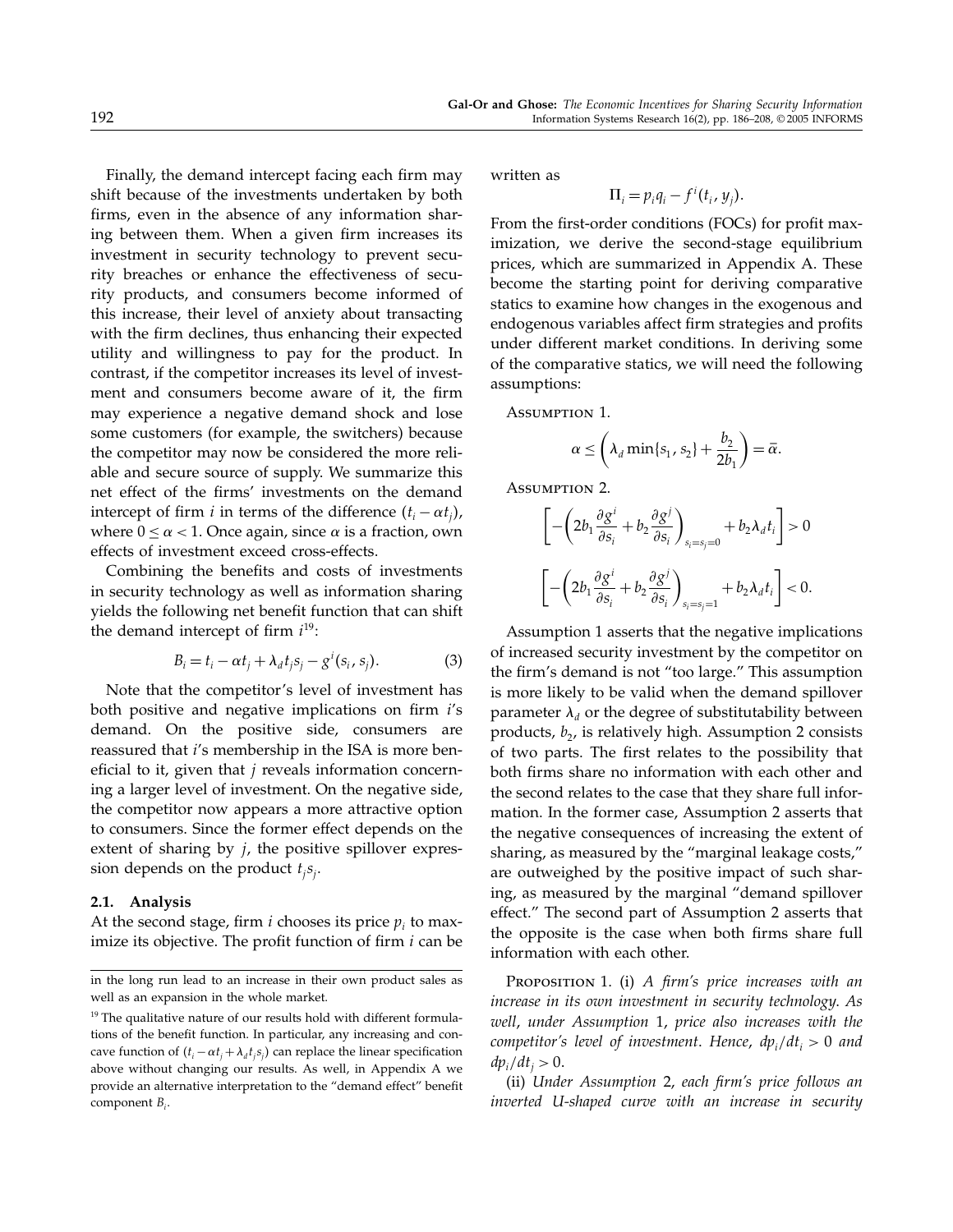Finally, the demand intercept facing each firm may shift because of the investments undertaken by both firms, even in the absence of any information sharing between them. When a given firm increases its investment in security technology to prevent security breaches or enhance the effectiveness of security products, and consumers become informed of this increase, their level of anxiety about transacting with the firm declines, thus enhancing their expected utility and willingness to pay for the product. In contrast, if the competitor increases its level of investment and consumers become aware of it, the firm may experience a negative demand shock and lose some customers (for example, the switchers) because the competitor may now be considered the more reliable and secure source of supply. We summarize this net effect of the firms' investments on the demand intercept of firm $i$ in terms of the difference $(t_i - \alpha t_j)$, where $0 \leq \alpha < 1$. Once again, since $\alpha$ is a fraction, own effects of investment exceed cross-effects.

Combining the benefits and costs of investments in security technology as well as information sharing yields the following net benefit function that can shift the demand intercept of firm $i$[19]:

$$B_i = t_i - \alpha t_j + \lambda_d t_j s_j - g^i(s_i, s_j). \tag{3}$$

Note that the competitor's level of investment has both positive and negative implications on firm $i$'s demand. On the positive side, consumers are reassured that $i$'s membership in the ISA is more beneficial to it, given that $j$ reveals information concerning a larger level of investment. On the negative side, the competitor now appears a more attractive option to consumers. Since the former effect depends on the extent of sharing by $j$, the positive spillover expression depends on the product $t_j s_j$.

### 2.1. Analysis

At the second stage, firm $i$ chooses its price $p_i$ to maximize its objective. The profit function of firm $i$ can be written as

$$\Pi_i = p_i q_i - f^i(t_i, y_j).$$

From the first-order conditions (FOCs) for profit maximization, we derive the second-stage equilibrium prices, which are summarized in Appendix A. These become the starting point for deriving comparative statics to examine how changes in the exogenous and endogenous variables affect firm strategies and profits under different market conditions. In deriving some of the comparative statics, we will need the following assumptions:

Assumption 1.

$$\alpha \leq \left(\lambda_d \min\{s_1, s_2\} + \frac{b_2}{2b_1}\right) = \bar{\alpha}.$$

Assumption 2.

$$\left[-\left(2b_1 \frac{\partial g^i}{\partial s_i} + b_2 \frac{\partial g^j}{\partial s_i}\right)_{s_i = s_j = 0} + b_2 \lambda_d t_i\right] > 0$$

$$\left[-\left(2b_1 \frac{\partial g^i}{\partial s_i} + b_2 \frac{\partial g^j}{\partial s_i}\right)_{s_i = s_j = 1} + b_2 \lambda_d t_i\right] < 0.$$

Assumption 1 asserts that the negative implications of increased security investment by the competitor on the firm's demand is not "too large." This assumption is more likely to be valid when the demand spillover parameter $\lambda_d$ or the degree of substitutability between products, $b_2$, is relatively high. Assumption 2 consists of two parts. The first relates to the possibility that both firms share no information with each other and the second relates to the case that they share full information. In the former case, Assumption 2 asserts that the negative consequences of increasing the extent of sharing, as measured by the "marginal leakage costs," are outweighed by the positive impact of such sharing, as measured by the marginal "demand spillover effect." The second part of Assumption 2 asserts that the opposite is the case when both firms share full information with each other.

Proposition 1. (i) *A firm's price increases with an increase in its own investment in security technology. As well, under Assumption* 1, *price also increases with the competitor's level of investment. Hence,* $dp_i/dt_i > 0$ *and* $dp_i/dt_j > 0$.

(ii) *Under Assumption* 2, *each firm's price follows an inverted U-shaped curve with an increase in security*

---

in the long run lead to an increase in their own product sales as well as an expansion in the whole market.

[19] The qualitative nature of our results hold with different formulations of the benefit function. In particular, any increasing and concave function of $(t_i - \alpha t_j + \lambda_d t_j s_j)$ can replace the linear specification above without changing our results. As well, in Appendix A we provide an alternative interpretation to the "demand effect" benefit component $B_i$.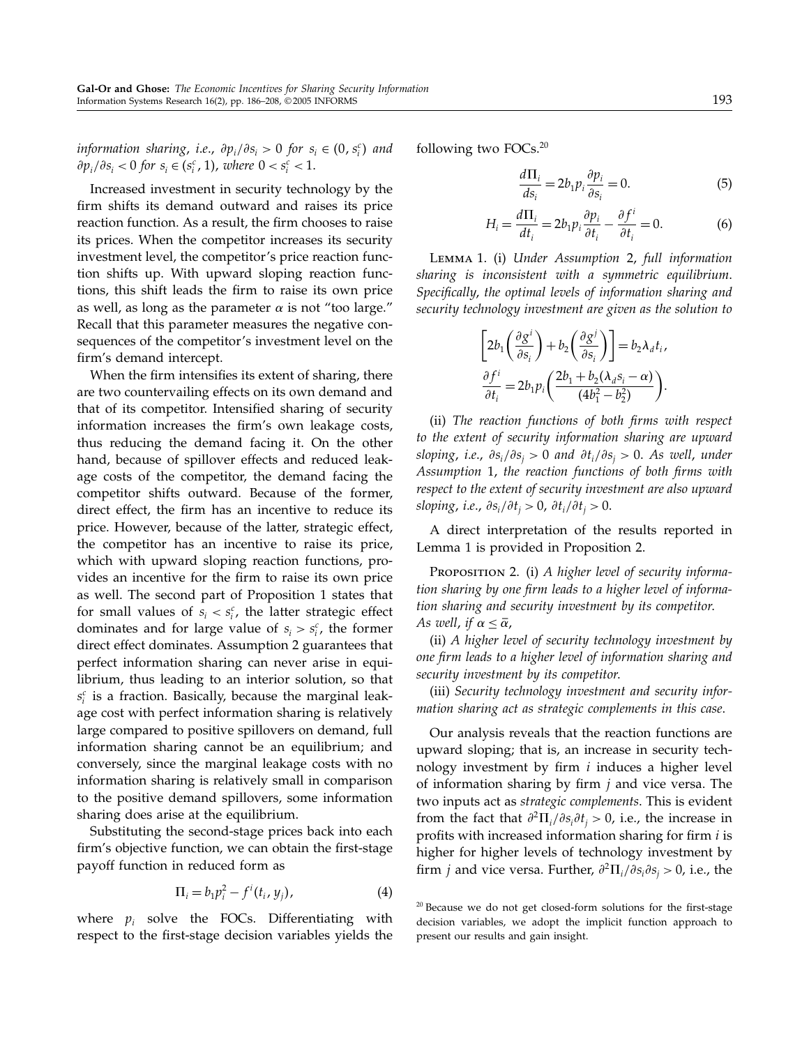*information sharing, i.e.,* $\partial p_i/\partial s_i > 0$ *for* $s_i \in (0, s_i^c)$ *and* $\partial p_i/\partial s_i < 0$ *for* $s_i \in (s_i^c, 1)$*, where* $0 < s_i^c < 1$.

Increased investment in security technology by the firm shifts its demand outward and raises its price reaction function. As a result, the firm chooses to raise its prices. When the competitor increases its security investment level, the competitor's price reaction function shifts up. With upward sloping reaction functions, this shift leads the firm to raise its own price as well, as long as the parameter $\alpha$ is not "too large." Recall that this parameter measures the negative consequences of the competitor's investment level on the firm's demand intercept.

When the firm intensifies its extent of sharing, there are two countervailing effects on its own demand and that of its competitor. Intensified sharing of security information increases the firm's own leakage costs, thus reducing the demand facing it. On the other hand, because of spillover effects and reduced leakage costs of the competitor, the demand facing the competitor shifts outward. Because of the former, direct effect, the firm has an incentive to reduce its price. However, because of the latter, strategic effect, the competitor has an incentive to raise its price, which with upward sloping reaction functions, provides an incentive for the firm to raise its own price as well. The second part of Proposition 1 states that for small values of $s_i < s_i^c$, the latter strategic effect dominates and for large value of $s_i > s_i^c$, the former direct effect dominates. Assumption 2 guarantees that perfect information sharing can never arise in equilibrium, thus leading to an interior solution, so that $s_i^c$ is a fraction. Basically, because the marginal leakage cost with perfect information sharing is relatively large compared to positive spillovers on demand, full information sharing cannot be an equilibrium; and conversely, since the marginal leakage costs with no information sharing is relatively small in comparison to the positive demand spillovers, some information sharing does arise at the equilibrium.

Substituting the second-stage prices back into each firm's objective function, we can obtain the first-stage payoff function in reduced form as

$$\Pi_i = b_1 p_i^2 - f^i(t_i, y_j), \tag{4}$$

where $p_i$ solve the FOCs. Differentiating with respect to the first-stage decision variables yields the following two FOCs.[20]

$$\frac{d\Pi_i}{ds_i} = 2b_1 p_i \frac{\partial p_i}{\partial s_i} = 0. \tag{5}$$

$$H_i = \frac{d\Pi_i}{dt_i} = 2b_1 p_i \frac{\partial p_i}{\partial t_i} - \frac{\partial f^i}{\partial t_i} = 0. \tag{6}$$

Lemma 1. (i) *Under Assumption* 2*, full information sharing is inconsistent with a symmetric equilibrium. Specifically, the optimal levels of information sharing and security technology investment are given as the solution to*

$$\left[2b_1\left(\frac{\partial g^i}{\partial s_i}\right) + b_2\left(\frac{\partial g^j}{\partial s_i}\right)\right] = b_2 \lambda_d t_i,$$

$$\frac{\partial f^i}{\partial t_i} = 2b_1 p_i \left(\frac{2b_1 + b_2(\lambda_d s_i - \alpha)}{(4b_1^2 - b_2^2)}\right).$$

(ii) *The reaction functions of both firms with respect to the extent of security information sharing are upward sloping, i.e.,* $\partial s_i/\partial s_j > 0$ *and* $\partial t_i/\partial s_j > 0$*. As well, under Assumption* 1*, the reaction functions of both firms with respect to the extent of security investment are also upward sloping, i.e.,* $\partial s_i/\partial t_j > 0$, $\partial t_i/\partial t_j > 0$.

A direct interpretation of the results reported in Lemma 1 is provided in Proposition 2.

Proposition 2. (i) *A higher level of security information sharing by one firm leads to a higher level of information sharing and security investment by its competitor. As well, if* $\alpha \leq \bar{\alpha}$,

(ii) *A higher level of security technology investment by one firm leads to a higher level of information sharing and security investment by its competitor.*

(iii) *Security technology investment and security information sharing act as strategic complements in this case.*

Our analysis reveals that the reaction functions are upward sloping; that is, an increase in security technology investment by firm $i$ induces a higher level of information sharing by firm $j$ and vice versa. The two inputs act as *strategic complements*. This is evident from the fact that $\partial^2\Pi_i/\partial s_i \partial t_j > 0$, i.e., the increase in profits with increased information sharing for firm $i$ is higher for higher levels of technology investment by firm $j$ and vice versa. Further, $\partial^2\Pi_i/\partial s_i \partial s_j > 0$, i.e., the

[20] Because we do not get closed-form solutions for the first-stage decision variables, we adopt the implicit function approach to present our results and gain insight.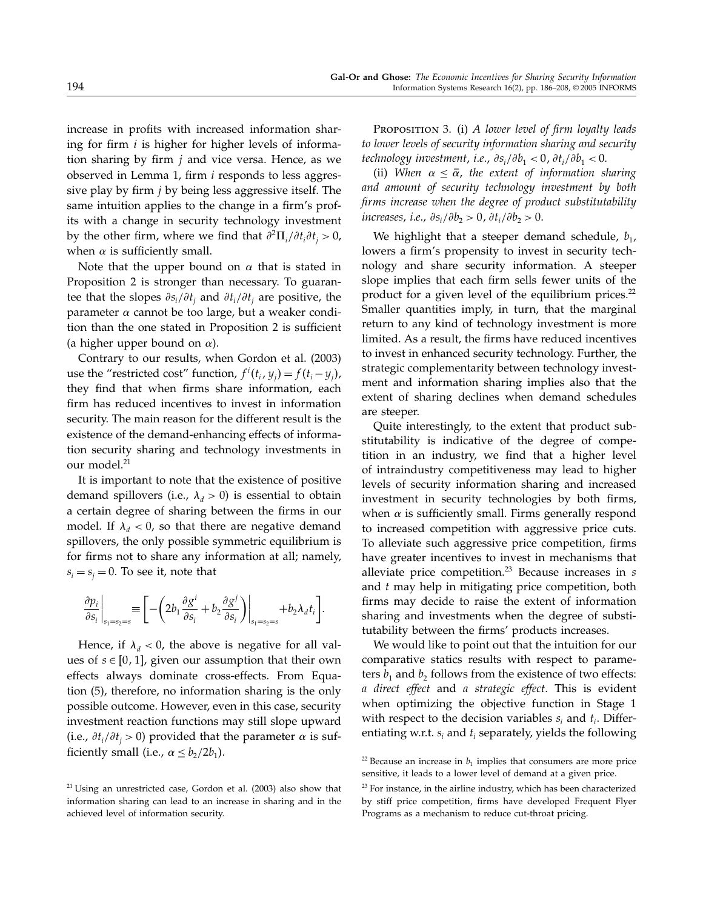increase in profits with increased information sharing for firm $i$ is higher for higher levels of information sharing by firm $j$ and vice versa. Hence, as we observed in Lemma 1, firm $i$ responds to less aggressive play by firm $j$ by being less aggressive itself. The same intuition applies to the change in a firm's profits with a change in security technology investment by the other firm, where we find that $\partial^2\Pi_i/\partial t_i \partial t_j > 0$, when $\alpha$ is sufficiently small.

Note that the upper bound on $\alpha$ that is stated in Proposition 2 is stronger than necessary. To guarantee that the slopes $\partial s_i/\partial t_j$ and $\partial t_i/\partial t_j$ are positive, the parameter $\alpha$ cannot be too large, but a weaker condition than the one stated in Proposition 2 is sufficient (a higher upper bound on $\alpha$).

Contrary to our results, when Gordon et al. (2003) use the "restricted cost" function, $f^i(t_i, y_j) = f(t_i - y_j)$, they find that when firms share information, each firm has reduced incentives to invest in information security. The main reason for the different result is the existence of the demand-enhancing effects of information security sharing and technology investments in our model.[21]

It is important to note that the existence of positive demand spillovers (i.e., $\lambda_d > 0$) is essential to obtain a certain degree of sharing between the firms in our model. If $\lambda_d < 0$, so that there are negative demand spillovers, the only possible symmetric equilibrium is for firms not to share any information at all; namely, $s_i = s_j = 0$. To see it, note that

$$\left.\frac{\partial p_i}{\partial s_i}\right|_{s_1=s_2=s} \equiv \left[ -\left(2b_1 \frac{\partial g^i}{\partial s_i} + b_2 \frac{\partial g^j}{\partial s_i}\right)\bigg|_{s_1=s_2=s} + b_2 \lambda_d t_i \right].$$

Hence, if $\lambda_d < 0$, the above is negative for all values of $s \in [0, 1]$, given our assumption that their own effects always dominate cross-effects. From Equation (5), therefore, no information sharing is the only possible outcome. However, even in this case, security investment reaction functions may still slope upward (i.e., $\partial t_i/\partial t_j > 0$) provided that the parameter $\alpha$ is sufficiently small (i.e., $\alpha \leq b_2/2b_1$).

[21] Using an unrestricted case, Gordon et al. (2003) also show that information sharing can lead to an increase in sharing and in the achieved level of information security.

Proposition 3. (i) *A lower level of firm loyalty leads to lower levels of security information sharing and security technology investment, i.e.,* $\partial s_i/\partial b_1 < 0$, $\partial t_i/\partial b_1 < 0$.

(ii) *When* $\alpha \leq \bar{\alpha}$, *the extent of information sharing and amount of security technology investment by both firms increase when the degree of product substitutability increases, i.e.,* $\partial s_i/\partial b_2 > 0$, $\partial t_i/\partial b_2 > 0$.

We highlight that a steeper demand schedule, $b_1$, lowers a firm's propensity to invest in security technology and share security information. A steeper slope implies that each firm sells fewer units of the product for a given level of the equilibrium prices.[22] Smaller quantities imply, in turn, that the marginal return to any kind of technology investment is more limited. As a result, the firms have reduced incentives to invest in enhanced security technology. Further, the strategic complementarity between technology investment and information sharing implies also that the extent of sharing declines when demand schedules are steeper.

Quite interestingly, to the extent that product substitutability is indicative of the degree of competition in an industry, we find that a higher level of intraindustry competitiveness may lead to higher levels of security information sharing and increased investment in security technologies by both firms, when $\alpha$ is sufficiently small. Firms generally respond to increased competition with aggressive price cuts. To alleviate such aggressive price competition, firms have greater incentives to invest in mechanisms that alleviate price competition.[23] Because increases in $s$ and $t$ may help in mitigating price competition, both firms may decide to raise the extent of information sharing and investments when the degree of substitutability between the firms' products increases.

We would like to point out that the intuition for our comparative statics results with respect to parameters $b_1$ and $b_2$ follows from the existence of two effects: *a direct effect* and *a strategic effect*. This is evident when optimizing the objective function in Stage 1 with respect to the decision variables $s_i$ and $t_i$. Differentiating w.r.t. $s_i$ and $t_i$ separately, yields the following

[22] Because an increase in $b_1$ implies that consumers are more price sensitive, it leads to a lower level of demand at a given price.

[23] For instance, in the airline industry, which has been characterized by stiff price competition, firms have developed Frequent Flyer Programs as a mechanism to reduce cut-throat pricing.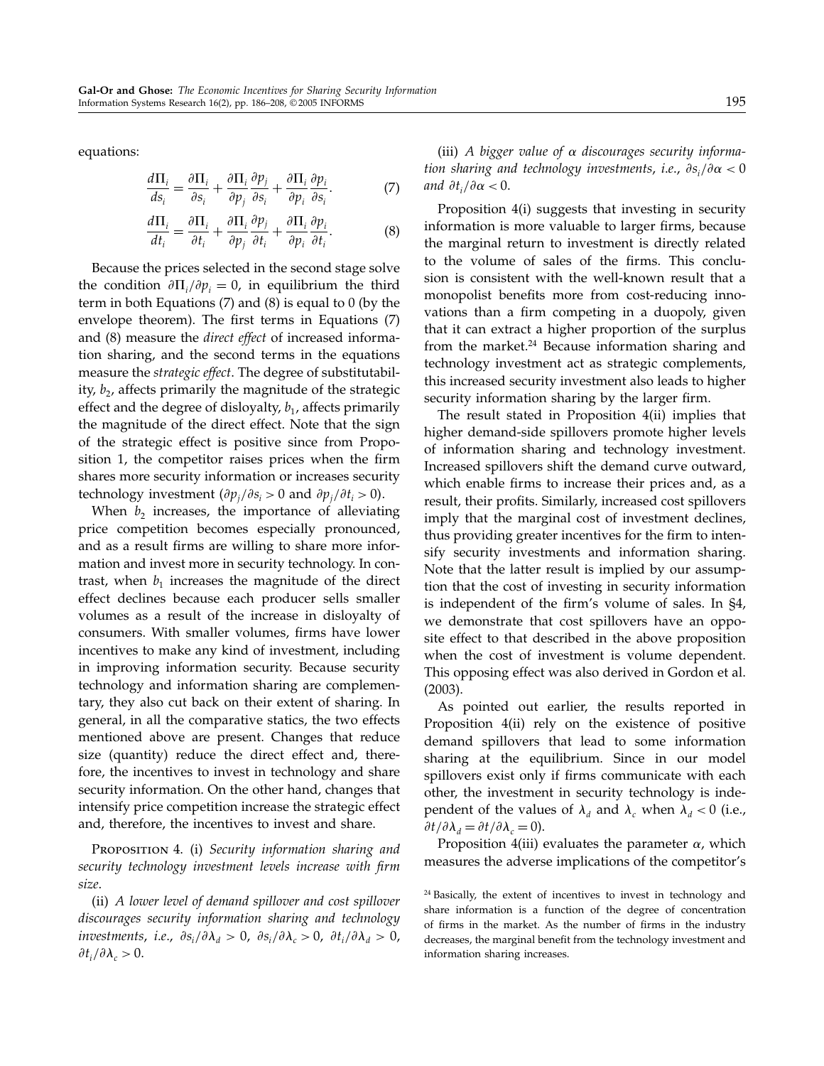equations:

$$\frac{d\Pi_i}{ds_i} = \frac{\partial \Pi_i}{\partial s_i} + \frac{\partial \Pi_i}{\partial p_j}\frac{\partial p_j}{\partial s_i} + \frac{\partial \Pi_i}{\partial p_i}\frac{\partial p_i}{\partial s_i}. \tag{7}$$

$$\frac{d\Pi_i}{dt_i} = \frac{\partial \Pi_i}{\partial t_i} + \frac{\partial \Pi_i}{\partial p_j}\frac{\partial p_j}{\partial t_i} + \frac{\partial \Pi_i}{\partial p_i}\frac{\partial p_i}{\partial t_i}. \tag{8}$$

Because the prices selected in the second stage solve the condition $\partial\Pi_i/\partial p_i = 0$, in equilibrium the third term in both Equations (7) and (8) is equal to 0 (by the envelope theorem). The first terms in Equations (7) and (8) measure the *direct effect* of increased information sharing, and the second terms in the equations measure the *strategic effect*. The degree of substitutability, $b_2$, affects primarily the magnitude of the strategic effect and the degree of disloyalty, $b_1$, affects primarily the magnitude of the direct effect. Note that the sign of the strategic effect is positive since from Proposition 1, the competitor raises prices when the firm shares more security information or increases security technology investment ($\partial p_j/\partial s_i > 0$ and $\partial p_j/\partial t_i > 0$).

When $b_2$ increases, the importance of alleviating price competition becomes especially pronounced, and as a result firms are willing to share more information and invest more in security technology. In contrast, when $b_1$ increases the magnitude of the direct effect declines because each producer sells smaller volumes as a result of the increase in disloyalty of consumers. With smaller volumes, firms have lower incentives to make any kind of investment, including in improving information security. Because security technology and information sharing are complementary, they also cut back on their extent of sharing. In general, in all the comparative statics, the two effects mentioned above are present. Changes that reduce size (quantity) reduce the direct effect and, therefore, the incentives to invest in technology and share security information. On the other hand, changes that intensify price competition increase the strategic effect and, therefore, the incentives to invest and share.

Proposition 4. (i) *Security information sharing and security technology investment levels increase with firm size.*

(ii) *A lower level of demand spillover and cost spillover discourages security information sharing and technology investments, i.e.,* $\partial s_i/\partial\lambda_d > 0$, $\partial s_i/\partial\lambda_c > 0$, $\partial t_i/\partial\lambda_d > 0$, $\partial t_i/\partial\lambda_c > 0$.

(iii) *A bigger value of* $\alpha$ *discourages security information sharing and technology investments, i.e.,* $\partial s_i/\partial\alpha < 0$ *and* $\partial t_i/\partial\alpha < 0$.

Proposition 4(i) suggests that investing in security information is more valuable to larger firms, because the marginal return to investment is directly related to the volume of sales of the firms. This conclusion is consistent with the well-known result that a monopolist benefits more from cost-reducing innovations than a firm competing in a duopoly, given that it can extract a higher proportion of the surplus from the market.[24] Because information sharing and technology investment act as strategic complements, this increased security investment also leads to higher security information sharing by the larger firm.

The result stated in Proposition 4(ii) implies that higher demand-side spillovers promote higher levels of information sharing and technology investment. Increased spillovers shift the demand curve outward, which enable firms to increase their prices and, as a result, their profits. Similarly, increased cost spillovers imply that the marginal cost of investment declines, thus providing greater incentives for the firm to intensify security investments and information sharing. Note that the latter result is implied by our assumption that the cost of investing in security information is independent of the firm's volume of sales. In §4, we demonstrate that cost spillovers have an opposite effect to that described in the above proposition when the cost of investment is volume dependent. This opposing effect was also derived in Gordon et al. (2003).

As pointed out earlier, the results reported in Proposition 4(ii) rely on the existence of positive demand spillovers that lead to some information sharing at the equilibrium. Since in our model spillovers exist only if firms communicate with each other, the investment in security technology is independent of the values of $\lambda_d$ and $\lambda_c$ when $\lambda_d < 0$ (i.e., $\partial t/\partial\lambda_d = \partial t/\partial\lambda_c = 0$).

Proposition 4(iii) evaluates the parameter $\alpha$, which measures the adverse implications of the competitor's

[24] Basically, the extent of incentives to invest in technology and share information is a function of the degree of concentration of firms in the market. As the number of firms in the industry decreases, the marginal benefit from the technology investment and information sharing increases.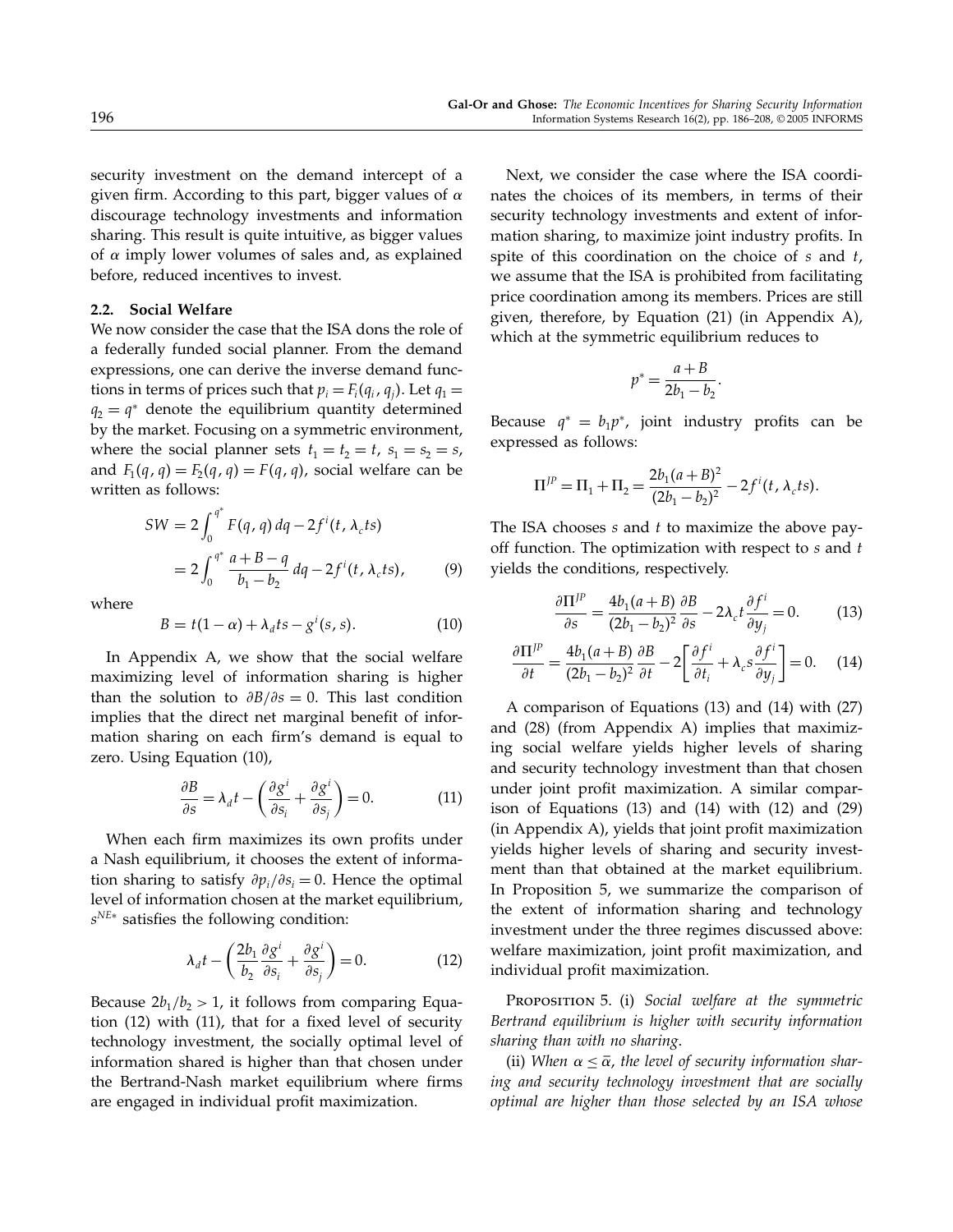security investment on the demand intercept of a given firm. According to this part, bigger values of $\alpha$ discourage technology investments and information sharing. This result is quite intuitive, as bigger values of $\alpha$ imply lower volumes of sales and, as explained before, reduced incentives to invest.

### 2.2. Social Welfare

We now consider the case that the ISA dons the role of a federally funded social planner. From the demand expressions, one can derive the inverse demand functions in terms of prices such that $p_i = F_i(q_i, q_j)$. Let $q_1 = q_2 = q^*$ denote the equilibrium quantity determined by the market. Focusing on a symmetric environment, where the social planner sets $t_1 = t_2 = t$, $s_1 = s_2 = s$, and $F_1(q, q) = F_2(q, q) = F(q, q)$, social welfare can be written as follows:

$$SW = 2\int_0^{q^*} F(q, q)\,dq - 2f^i(t, \lambda_c ts)$$
$$= 2\int_0^{q^*} \frac{a + B - q}{b_1 - b_2}\,dq - 2f^i(t, \lambda_c ts), \tag{9}$$

where

$$B = t(1-\alpha) + \lambda_d ts - g^i(s, s). \tag{10}$$

In Appendix A, we show that the social welfare maximizing level of information sharing is higher than the solution to $\partial B/\partial s = 0$. This last condition implies that the direct net marginal benefit of information sharing on each firm's demand is equal to zero. Using Equation (10),

$$\frac{\partial B}{\partial s} = \lambda_d t - \left(\frac{\partial g^i}{\partial s_i} + \frac{\partial g^i}{\partial s_j}\right) = 0. \tag{11}$$

When each firm maximizes its own profits under a Nash equilibrium, it chooses the extent of information sharing to satisfy $\partial p_i/\partial s_i = 0$. Hence the optimal level of information chosen at the market equilibrium, $s^{NE*}$ satisfies the following condition:

$$\lambda_d t - \left(\frac{2b_1}{b_2}\frac{\partial g^i}{\partial s_i} + \frac{\partial g^i}{\partial s_j}\right) = 0. \tag{12}$$

Because $2b_1/b_2 > 1$, it follows from comparing Equation (12) with (11), that for a fixed level of security technology investment, the socially optimal level of information shared is higher than that chosen under the Bertrand-Nash market equilibrium where firms are engaged in individual profit maximization.

Next, we consider the case where the ISA coordinates the choices of its members, in terms of their security technology investments and extent of information sharing, to maximize joint industry profits. In spite of this coordination on the choice of $s$ and $t$, we assume that the ISA is prohibited from facilitating price coordination among its members. Prices are still given, therefore, by Equation (21) (in Appendix A), which at the symmetric equilibrium reduces to

$$p^* = \frac{a + B}{2b_1 - b_2}.$$

Because $q^* = b_1 p^*$, joint industry profits can be expressed as follows:

$$\Pi^{JP} = \Pi_1 + \Pi_2 = \frac{2b_1(a+B)^2}{(2b_1 - b_2)^2} - 2f^i(t, \lambda_c ts).$$

The ISA chooses $s$ and $t$ to maximize the above payoff function. The optimization with respect to $s$ and $t$ yields the conditions, respectively.

$$\frac{\partial \Pi^{JP}}{\partial s} = \frac{4b_1(a+B)}{(2b_1 - b_2)^2}\frac{\partial B}{\partial s} - 2\lambda_c t\frac{\partial f^i}{\partial y_j} = 0. \tag{13}$$

$$\frac{\partial \Pi^{JP}}{\partial t} = \frac{4b_1(a+B)}{(2b_1 - b_2)^2}\frac{\partial B}{\partial t} - 2\left[\frac{\partial f^i}{\partial t_i} + \lambda_c s\frac{\partial f^i}{\partial y_j}\right] = 0. \tag{14}$$

A comparison of Equations (13) and (14) with (27) and (28) (from Appendix A) implies that maximizing social welfare yields higher levels of sharing and security technology investment than that chosen under joint profit maximization. A similar comparison of Equations (13) and (14) with (12) and (29) (in Appendix A), yields that joint profit maximization yields higher levels of sharing and security investment than that obtained at the market equilibrium. In Proposition 5, we summarize the comparison of the extent of information sharing and technology investment under the three regimes discussed above: welfare maximization, joint profit maximization, and individual profit maximization.

Proposition 5. (i) *Social welfare at the symmetric Bertrand equilibrium is higher with security information sharing than with no sharing.*

(ii) *When $\alpha \le \bar{\alpha}$, the level of security information sharing and security technology investment that are socially optimal are higher than those selected by an ISA whose*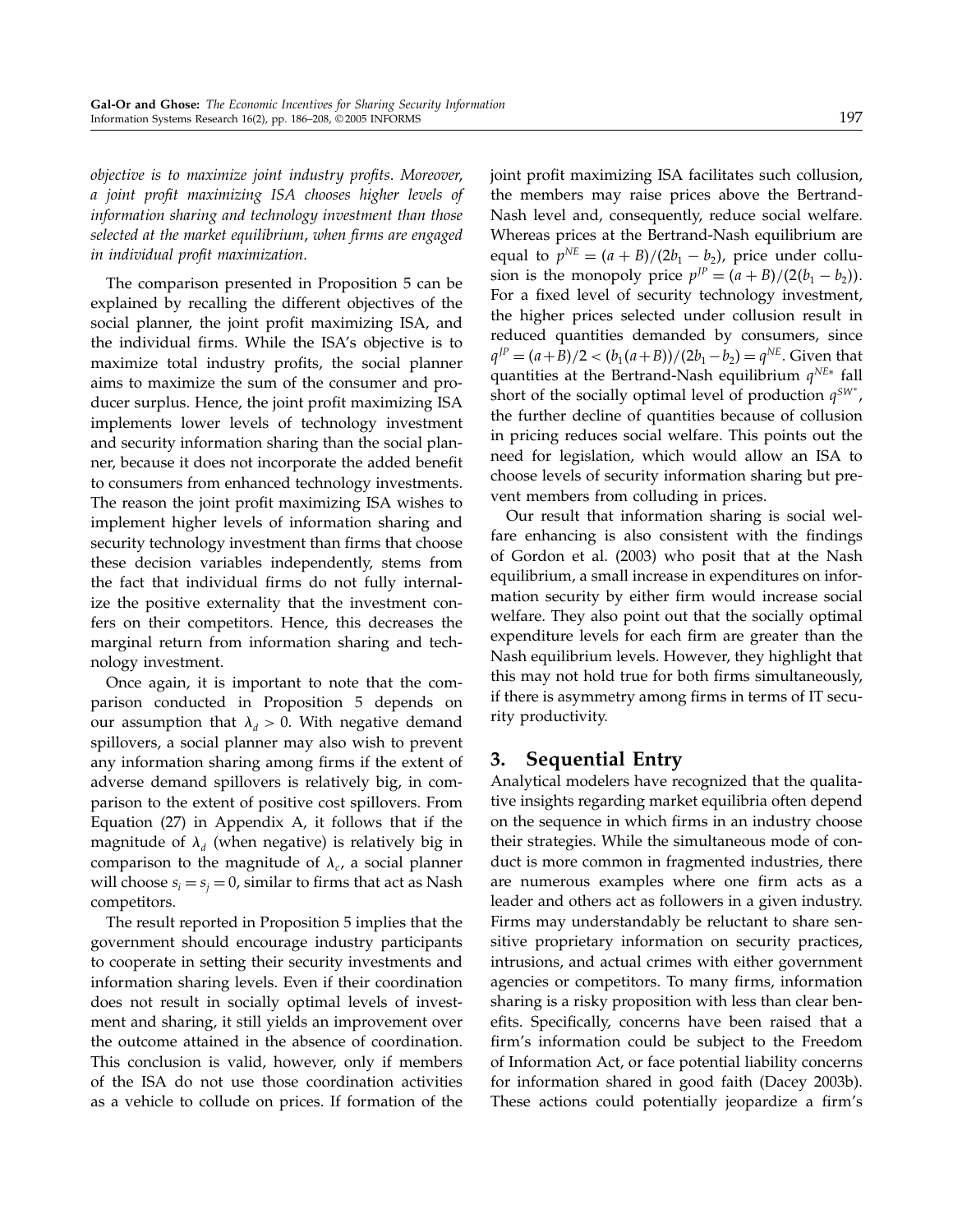*objective is to maximize joint industry profits. Moreover, a joint profit maximizing ISA chooses higher levels of information sharing and technology investment than those selected at the market equilibrium, when firms are engaged in individual profit maximization.*

The comparison presented in Proposition 5 can be explained by recalling the different objectives of the social planner, the joint profit maximizing ISA, and the individual firms. While the ISA's objective is to maximize total industry profits, the social planner aims to maximize the sum of the consumer and producer surplus. Hence, the joint profit maximizing ISA implements lower levels of technology investment and security information sharing than the social planner, because it does not incorporate the added benefit to consumers from enhanced technology investments. The reason the joint profit maximizing ISA wishes to implement higher levels of information sharing and security technology investment than firms that choose these decision variables independently, stems from the fact that individual firms do not fully internalize the positive externality that the investment confers on their competitors. Hence, this decreases the marginal return from information sharing and technology investment.

Once again, it is important to note that the comparison conducted in Proposition 5 depends on our assumption that $\lambda_d > 0$. With negative demand spillovers, a social planner may also wish to prevent any information sharing among firms if the extent of adverse demand spillovers is relatively big, in comparison to the extent of positive cost spillovers. From Equation (27) in Appendix A, it follows that if the magnitude of $\lambda_d$ (when negative) is relatively big in comparison to the magnitude of $\lambda_c$, a social planner will choose $s_i = s_j = 0$, similar to firms that act as Nash competitors.

The result reported in Proposition 5 implies that the government should encourage industry participants to cooperate in setting their security investments and information sharing levels. Even if their coordination does not result in socially optimal levels of investment and sharing, it still yields an improvement over the outcome attained in the absence of coordination. This conclusion is valid, however, only if members of the ISA do not use those coordination activities as a vehicle to collude on prices. If formation of the joint profit maximizing ISA facilitates such collusion, the members may raise prices above the Bertrand-Nash level and, consequently, reduce social welfare. Whereas prices at the Bertrand-Nash equilibrium are equal to $p^{NE} = (a + B)/(2b_1 - b_2)$, price under collusion is the monopoly price $p^{JP} = (a + B)/(2(b_1 - b_2))$. For a fixed level of security technology investment, the higher prices selected under collusion result in reduced quantities demanded by consumers, since $q^{JP} = (a+B)/2 < (b_1(a+B))/(2b_1 - b_2) = q^{NE}$. Given that quantities at the Bertrand-Nash equilibrium $q^{NE*}$ fall short of the socially optimal level of production $q^{SW^*}$, the further decline of quantities because of collusion in pricing reduces social welfare. This points out the need for legislation, which would allow an ISA to choose levels of security information sharing but prevent members from colluding in prices.

Our result that information sharing is social welfare enhancing is also consistent with the findings of Gordon et al. (2003) who posit that at the Nash equilibrium, a small increase in expenditures on information security by either firm would increase social welfare. They also point out that the socially optimal expenditure levels for each firm are greater than the Nash equilibrium levels. However, they highlight that this may not hold true for both firms simultaneously, if there is asymmetry among firms in terms of IT security productivity.

## 3. Sequential Entry

Analytical modelers have recognized that the qualitative insights regarding market equilibria often depend on the sequence in which firms in an industry choose their strategies. While the simultaneous mode of conduct is more common in fragmented industries, there are numerous examples where one firm acts as a leader and others act as followers in a given industry. Firms may understandably be reluctant to share sensitive proprietary information on security practices, intrusions, and actual crimes with either government agencies or competitors. To many firms, information sharing is a risky proposition with less than clear benefits. Specifically, concerns have been raised that a firm's information could be subject to the Freedom of Information Act, or face potential liability concerns for information shared in good faith (Dacey 2003b). These actions could potentially jeopardize a firm's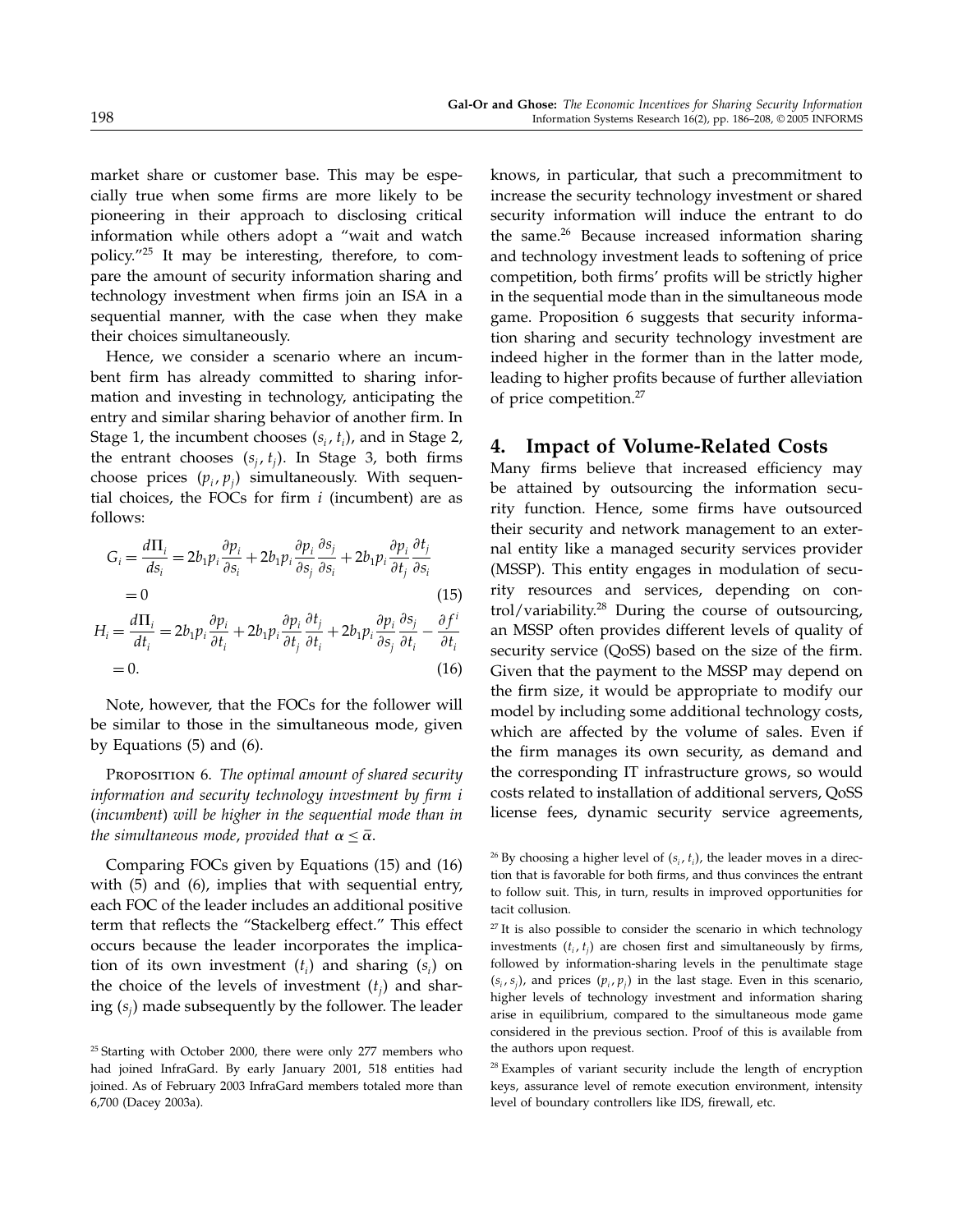market share or customer base. This may be especially true when some firms are more likely to be pioneering in their approach to disclosing critical information while others adopt a "wait and watch policy."[25] It may be interesting, therefore, to compare the amount of security information sharing and technology investment when firms join an ISA in a sequential manner, with the case when they make their choices simultaneously.

Hence, we consider a scenario where an incumbent firm has already committed to sharing information and investing in technology, anticipating the entry and similar sharing behavior of another firm. In Stage 1, the incumbent chooses $(s_i, t_i)$, and in Stage 2, the entrant chooses $(s_j, t_j)$. In Stage 3, both firms choose prices $(p_i, p_j)$ simultaneously. With sequential choices, the FOCs for firm $i$ (incumbent) are as follows:

$$G_i = \frac{d\Pi_i}{ds_i} = 2b_1 p_i \frac{\partial p_i}{\partial s_i} + 2b_1 p_i \frac{\partial p_i}{\partial s_j}\frac{\partial s_j}{\partial s_i} + 2b_1 p_i \frac{\partial p_i}{\partial t_j}\frac{\partial t_j}{\partial s_i} = 0 \tag{15}$$

$$H_i = \frac{d\Pi_i}{dt_i} = 2b_1 p_i \frac{\partial p_i}{\partial t_i} + 2b_1 p_i \frac{\partial p_i}{\partial t_j}\frac{\partial t_j}{\partial t_i} + 2b_1 p_i \frac{\partial p_i}{\partial s_j}\frac{\partial s_j}{\partial t_i} - \frac{\partial f^i}{\partial t_i} = 0. \tag{16}$$

Note, however, that the FOCs for the follower will be similar to those in the simultaneous mode, given by Equations (5) and (6).

Proposition 6. *The optimal amount of shared security information and security technology investment by firm $i$ (incumbent) will be higher in the sequential mode than in the simultaneous mode, provided that $\alpha \leq \bar{\alpha}$.*

Comparing FOCs given by Equations (15) and (16) with (5) and (6), implies that with sequential entry, each FOC of the leader includes an additional positive term that reflects the "Stackelberg effect." This effect occurs because the leader incorporates the implication of its own investment $(t_i)$ and sharing $(s_i)$ on the choice of the levels of investment $(t_j)$ and sharing $(s_j)$ made subsequently by the follower. The leader knows, in particular, that such a precommitment to increase the security technology investment or shared security information will induce the entrant to do the same.[26] Because increased information sharing and technology investment leads to softening of price competition, both firms' profits will be strictly higher in the sequential mode than in the simultaneous mode game. Proposition 6 suggests that security information sharing and security technology investment are indeed higher in the former than in the latter mode, leading to higher profits because of further alleviation of price competition.[27]

## 4. Impact of Volume-Related Costs

Many firms believe that increased efficiency may be attained by outsourcing the information security function. Hence, some firms have outsourced their security and network management to an external entity like a managed security services provider (MSSP). This entity engages in modulation of security resources and services, depending on control/variability.[28] During the course of outsourcing, an MSSP often provides different levels of quality of security service (QoSS) based on the size of the firm. Given that the payment to the MSSP may depend on the firm size, it would be appropriate to modify our model by including some additional technology costs, which are affected by the volume of sales. Even if the firm manages its own security, as demand and the corresponding IT infrastructure grows, so would costs related to installation of additional servers, QoSS license fees, dynamic security service agreements,

[25] Starting with October 2000, there were only 277 members who had joined InfraGard. By early January 2001, 518 entities had joined. As of February 2003 InfraGard members totaled more than 6,700 (Dacey 2003a).

[26] By choosing a higher level of $(s_i, t_i)$, the leader moves in a direction that is favorable for both firms, and thus convinces the entrant to follow suit. This, in turn, results in improved opportunities for tacit collusion.

[27] It is also possible to consider the scenario in which technology investments $(t_i, t_j)$ are chosen first and simultaneously by firms, followed by information-sharing levels in the penultimate stage $(s_i, s_j)$, and prices $(p_i, p_j)$ in the last stage. Even in this scenario, higher levels of technology investment and information sharing arise in equilibrium, compared to the simultaneous mode game considered in the previous section. Proof of this is available from the authors upon request.

[28] Examples of variant security include the length of encryption keys, assurance level of remote execution environment, intensity level of boundary controllers like IDS, firewall, etc.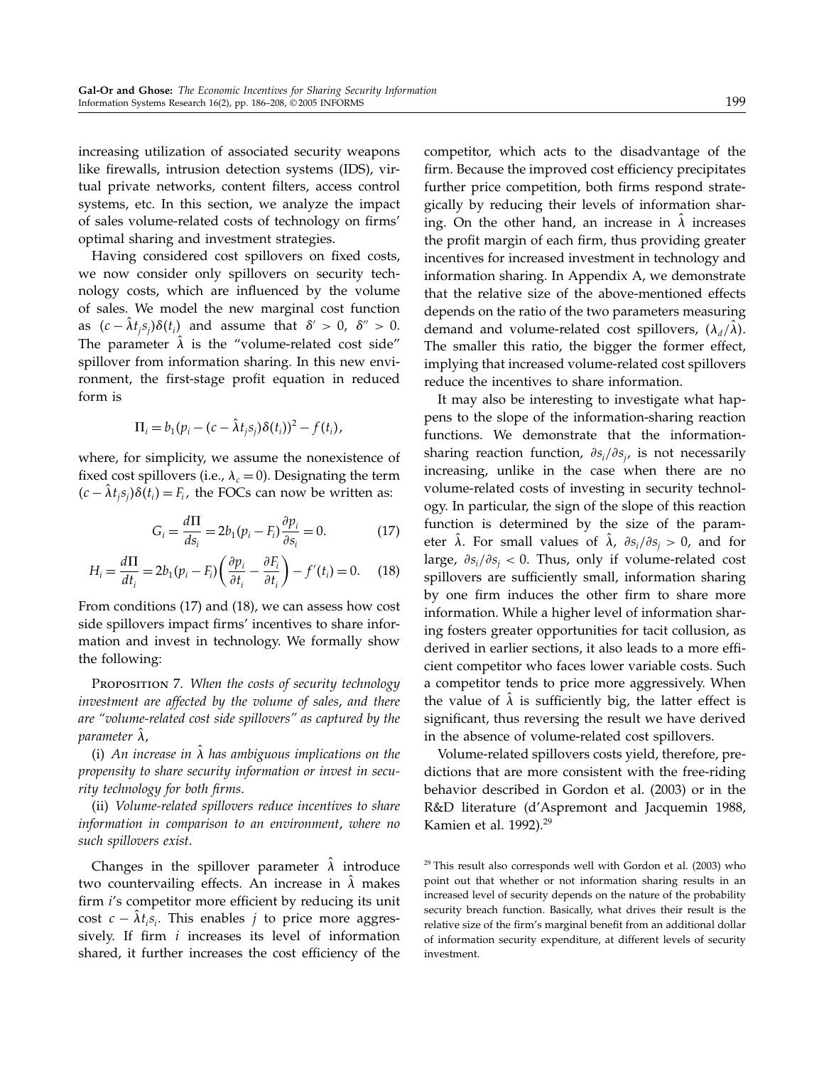increasing utilization of associated security weapons like firewalls, intrusion detection systems (IDS), virtual private networks, content filters, access control systems, etc. In this section, we analyze the impact of sales volume-related costs of technology on firms' optimal sharing and investment strategies.

Having considered cost spillovers on fixed costs, we now consider only spillovers on security technology costs, which are influenced by the volume of sales. We model the new marginal cost function as $(c - \hat{\lambda} t_j s_j)\delta(t_i)$ and assume that $\delta' > 0$, $\delta'' > 0$. The parameter $\hat{\lambda}$ is the "volume-related cost side" spillover from information sharing. In this new environment, the first-stage profit equation in reduced form is

$$\Pi_i = b_1(p_i - (c - \hat{\lambda} t_j s_j)\delta(t_i))^2 - f(t_i),$$

where, for simplicity, we assume the nonexistence of fixed cost spillovers (i.e., $\lambda_c = 0$). Designating the term $(c - \hat{\lambda} t_j s_j)\delta(t_i) = F_i$, the FOCs can now be written as:

$$G_i = \frac{d\Pi}{ds_i} = 2b_1(p_i - F_i)\frac{\partial p_i}{\partial s_i} = 0. \tag{17}$$

$$H_i = \frac{d\Pi}{dt_i} = 2b_1(p_i - F_i)\left(\frac{\partial p_i}{\partial t_i} - \frac{\partial F_i}{\partial t_i}\right) - f'(t_i) = 0. \tag{18}$$

From conditions (17) and (18), we can assess how cost side spillovers impact firms' incentives to share information and invest in technology. We formally show the following:

Proposition 7. *When the costs of security technology investment are affected by the volume of sales, and there are "volume-related cost side spillovers" as captured by the parameter* $\hat{\lambda}$,

(i) *An increase in* $\hat{\lambda}$ *has ambiguous implications on the propensity to share security information or invest in security technology for both firms.*

(ii) *Volume-related spillovers reduce incentives to share information in comparison to an environment, where no such spillovers exist.*

Changes in the spillover parameter $\hat{\lambda}$ introduce two countervailing effects. An increase in $\hat{\lambda}$ makes firm $i$'s competitor more efficient by reducing its unit cost $c - \hat{\lambda} t_i s_i$. This enables $j$ to price more aggressively. If firm $i$ increases its level of information shared, it further increases the cost efficiency of the competitor, which acts to the disadvantage of the firm. Because the improved cost efficiency precipitates further price competition, both firms respond strategically by reducing their levels of information sharing. On the other hand, an increase in $\hat{\lambda}$ increases the profit margin of each firm, thus providing greater incentives for increased investment in technology and information sharing. In Appendix A, we demonstrate that the relative size of the above-mentioned effects depends on the ratio of the two parameters measuring demand and volume-related cost spillovers, $(\lambda_d/\hat{\lambda})$. The smaller this ratio, the bigger the former effect, implying that increased volume-related cost spillovers reduce the incentives to share information.

It may also be interesting to investigate what happens to the slope of the information-sharing reaction functions. We demonstrate that the information-sharing reaction function, $\partial s_i/\partial s_j$, is not necessarily increasing, unlike in the case when there are no volume-related costs of investing in security technology. In particular, the sign of the slope of this reaction function is determined by the size of the parameter $\hat{\lambda}$. For small values of $\hat{\lambda}$, $\partial s_i/\partial s_j > 0$, and for large, $\partial s_i/\partial s_j < 0$. Thus, only if volume-related cost spillovers are sufficiently small, information sharing by one firm induces the other firm to share more information. While a higher level of information sharing fosters greater opportunities for tacit collusion, as derived in earlier sections, it also leads to a more efficient competitor who faces lower variable costs. Such a competitor tends to price more aggressively. When the value of $\hat{\lambda}$ is sufficiently big, the latter effect is significant, thus reversing the result we have derived in the absence of volume-related cost spillovers.

Volume-related spillovers costs yield, therefore, predictions that are more consistent with the free-riding behavior described in Gordon et al. (2003) or in the R&D literature (d'Aspremont and Jacquemin 1988, Kamien et al. 1992).[29]

[29] This result also corresponds well with Gordon et al. (2003) who point out that whether or not information sharing results in an increased level of security depends on the nature of the probability security breach function. Basically, what drives their result is the relative size of the firm's marginal benefit from an additional dollar of information security expenditure, at different levels of security investment.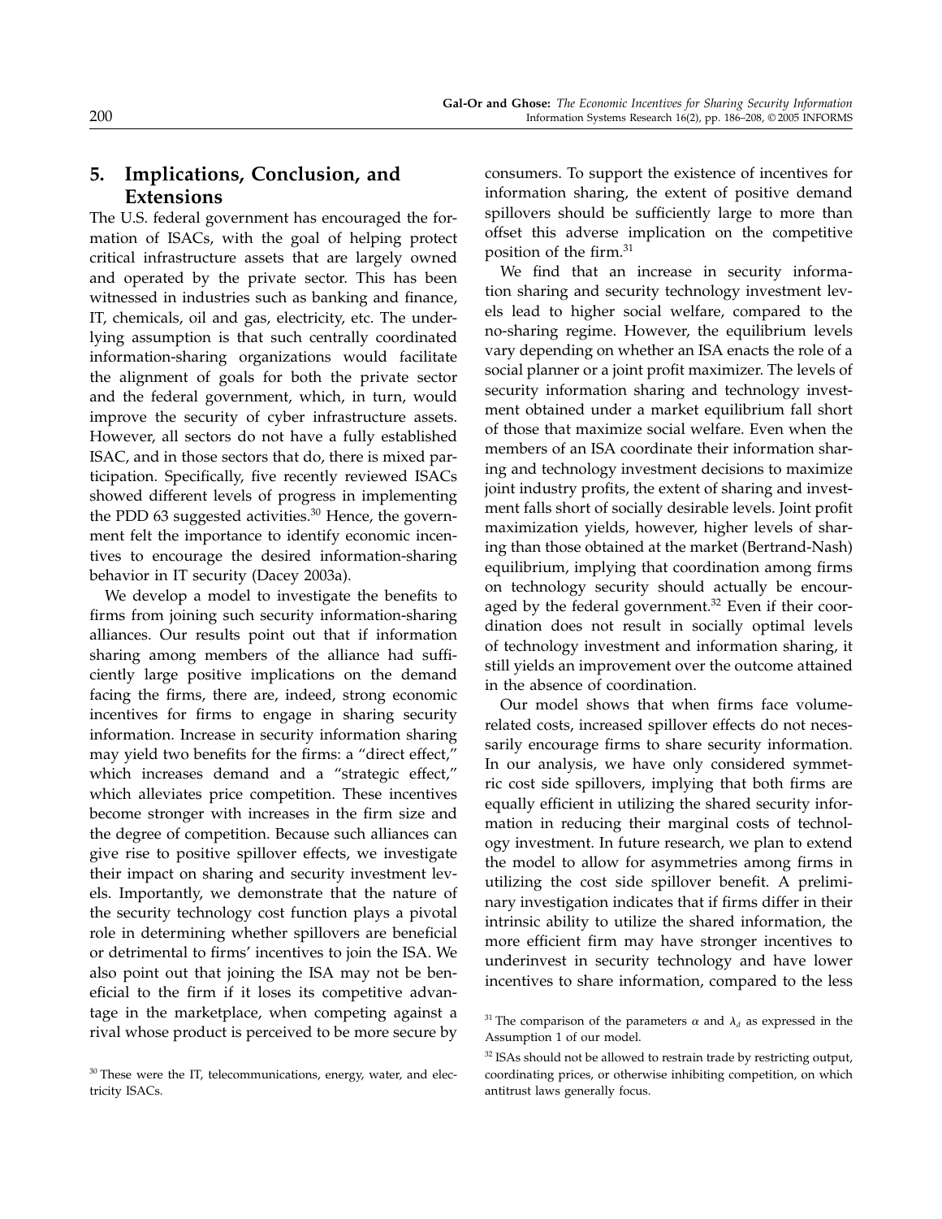## 5. Implications, Conclusion, and Extensions

The U.S. federal government has encouraged the formation of ISACs, with the goal of helping protect critical infrastructure assets that are largely owned and operated by the private sector. This has been witnessed in industries such as banking and finance, IT, chemicals, oil and gas, electricity, etc. The underlying assumption is that such centrally coordinated information-sharing organizations would facilitate the alignment of goals for both the private sector and the federal government, which, in turn, would improve the security of cyber infrastructure assets. However, all sectors do not have a fully established ISAC, and in those sectors that do, there is mixed participation. Specifically, five recently reviewed ISACs showed different levels of progress in implementing the PDD 63 suggested activities.[30] Hence, the government felt the importance to identify economic incentives to encourage the desired information-sharing behavior in IT security (Dacey 2003a).

We develop a model to investigate the benefits to firms from joining such security information-sharing alliances. Our results point out that if information sharing among members of the alliance had sufficiently large positive implications on the demand facing the firms, there are, indeed, strong economic incentives for firms to engage in sharing security information. Increase in security information sharing may yield two benefits for the firms: a "direct effect," which increases demand and a "strategic effect," which alleviates price competition. These incentives become stronger with increases in the firm size and the degree of competition. Because such alliances can give rise to positive spillover effects, we investigate their impact on sharing and security investment levels. Importantly, we demonstrate that the nature of the security technology cost function plays a pivotal role in determining whether spillovers are beneficial or detrimental to firms' incentives to join the ISA. We also point out that joining the ISA may not be beneficial to the firm if it loses its competitive advantage in the marketplace, when competing against a rival whose product is perceived to be more secure by consumers. To support the existence of incentives for information sharing, the extent of positive demand spillovers should be sufficiently large to more than offset this adverse implication on the competitive position of the firm.[31]

We find that an increase in security information sharing and security technology investment levels lead to higher social welfare, compared to the no-sharing regime. However, the equilibrium levels vary depending on whether an ISA enacts the role of a social planner or a joint profit maximizer. The levels of security information sharing and technology investment obtained under a market equilibrium fall short of those that maximize social welfare. Even when the members of an ISA coordinate their information sharing and technology investment decisions to maximize joint industry profits, the extent of sharing and investment falls short of socially desirable levels. Joint profit maximization yields, however, higher levels of sharing than those obtained at the market (Bertrand-Nash) equilibrium, implying that coordination among firms on technology security should actually be encouraged by the federal government.[32] Even if their coordination does not result in socially optimal levels of technology investment and information sharing, it still yields an improvement over the outcome attained in the absence of coordination.

Our model shows that when firms face volume-related costs, increased spillover effects do not necessarily encourage firms to share security information. In our analysis, we have only considered symmetric cost side spillovers, implying that both firms are equally efficient in utilizing the shared security information in reducing their marginal costs of technology investment. In future research, we plan to extend the model to allow for asymmetries among firms in utilizing the cost side spillover benefit. A preliminary investigation indicates that if firms differ in their intrinsic ability to utilize the shared information, the more efficient firm may have stronger incentives to underinvest in security technology and have lower incentives to share information, compared to the less

[30] These were the IT, telecommunications, energy, water, and electricity ISACs.

[31] The comparison of the parameters $\alpha$ and $\lambda_d$ as expressed in the Assumption 1 of our model.

[32] ISAs should not be allowed to restrain trade by restricting output, coordinating prices, or otherwise inhibiting competition, on which antitrust laws generally focus.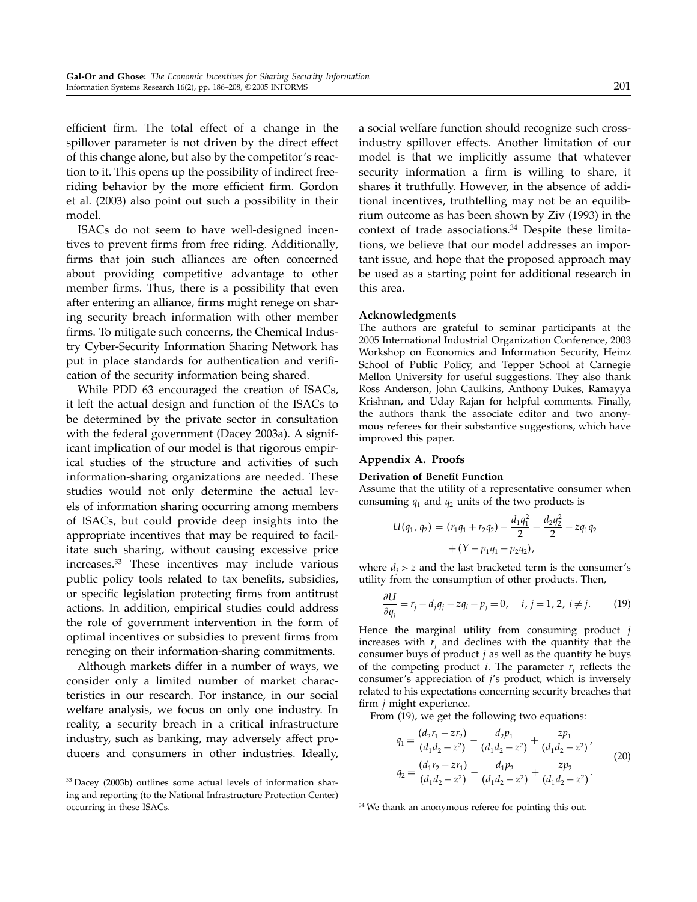efficient firm. The total effect of a change in the spillover parameter is not driven by the direct effect of this change alone, but also by the competitor's reaction to it. This opens up the possibility of indirect free-riding behavior by the more efficient firm. Gordon et al. (2003) also point out such a possibility in their model.

ISACs do not seem to have well-designed incentives to prevent firms from free riding. Additionally, firms that join such alliances are often concerned about providing competitive advantage to other member firms. Thus, there is a possibility that even after entering an alliance, firms might renege on sharing security breach information with other member firms. To mitigate such concerns, the Chemical Industry Cyber-Security Information Sharing Network has put in place standards for authentication and verification of the security information being shared.

While PDD 63 encouraged the creation of ISACs, it left the actual design and function of the ISACs to be determined by the private sector in consultation with the federal government (Dacey 2003a). A significant implication of our model is that rigorous empirical studies of the structure and activities of such information-sharing organizations are needed. These studies would not only determine the actual levels of information sharing occurring among members of ISACs, but could provide deep insights into the appropriate incentives that may be required to facilitate such sharing, without causing excessive price increases.[33] These incentives may include various public policy tools related to tax benefits, subsidies, or specific legislation protecting firms from antitrust actions. In addition, empirical studies could address the role of government intervention in the form of optimal incentives or subsidies to prevent firms from reneging on their information-sharing commitments.

Although markets differ in a number of ways, we consider only a limited number of market characteristics in our research. For instance, in our social welfare analysis, we focus on only one industry. In reality, a security breach in a critical infrastructure industry, such as banking, may adversely affect producers and consumers in other industries. Ideally, a social welfare function should recognize such cross-industry spillover effects. Another limitation of our model is that we implicitly assume that whatever security information a firm is willing to share, it shares it truthfully. However, in the absence of additional incentives, truthtelling may not be an equilibrium outcome as has been shown by Ziv (1993) in the context of trade associations.[34] Despite these limitations, we believe that our model addresses an important issue, and hope that the proposed approach may be used as a starting point for additional research in this area.

[33] Dacey (2003b) outlines some actual levels of information sharing and reporting (to the National Infrastructure Protection Center) occurring in these ISACs.

[34] We thank an anonymous referee for pointing this out.

## Acknowledgments

The authors are grateful to seminar participants at the 2005 International Industrial Organization Conference, 2003 Workshop on Economics and Information Security, Heinz School of Public Policy, and Tepper School at Carnegie Mellon University for useful suggestions. They also thank Ross Anderson, John Caulkins, Anthony Dukes, Ramayya Krishnan, and Uday Rajan for helpful comments. Finally, the authors thank the associate editor and two anonymous referees for their substantive suggestions, which have improved this paper.

## Appendix A. Proofs

### Derivation of Benefit Function

Assume that the utility of a representative consumer when consuming $q_1$ and $q_2$ units of the two products is

$$U(q_1, q_2) = (r_1 q_1 + r_2 q_2) - \frac{d_1 q_1^2}{2} - \frac{d_2 q_2^2}{2} - z q_1 q_2 + (Y - p_1 q_1 - p_2 q_2),$$

where $d_j > z$ and the last bracketed term is the consumer's utility from the consumption of other products. Then,

$$\frac{\partial U}{\partial q_j} = r_j - d_j q_j - z q_i - p_j = 0, \quad i, j = 1, 2, \ i \neq j. \tag{19}$$

Hence the marginal utility from consuming product $j$ increases with $r_j$ and declines with the quantity that the consumer buys of product $j$ as well as the quantity he buys of the competing product $i$. The parameter $r_j$ reflects the consumer's appreciation of $j$'s product, which is inversely related to his expectations concerning security breaches that firm $j$ might experience.

From (19), we get the following two equations:

$$\begin{aligned} q_1 &= \frac{(d_2 r_1 - z r_2)}{(d_1 d_2 - z^2)} - \frac{d_2 p_1}{(d_1 d_2 - z^2)} + \frac{z p_1}{(d_1 d_2 - z^2)}, \\ q_2 &= \frac{(d_1 r_2 - z r_1)}{(d_1 d_2 - z^2)} - \frac{d_1 p_2}{(d_1 d_2 - z^2)} + \frac{z p_2}{(d_1 d_2 - z^2)}. \end{aligned} \tag{20}$$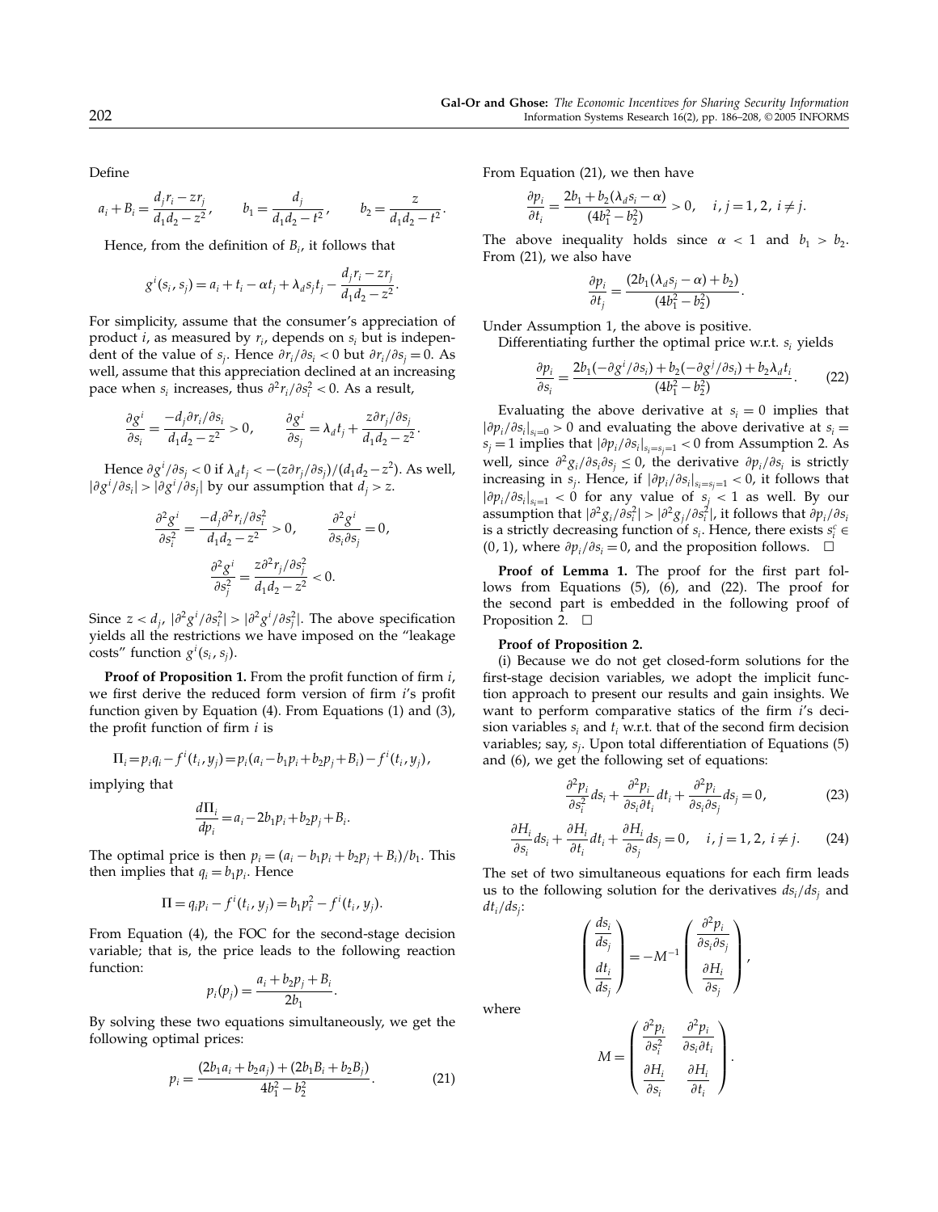Define

$$a_i + B_i = \frac{d_j r_i - z r_j}{d_1 d_2 - z^2}, \qquad b_1 = \frac{d_j}{d_1 d_2 - t^2}, \qquad b_2 = \frac{z}{d_1 d_2 - t^2}.$$

Hence, from the definition of $B_i$, it follows that

$$g^i(s_i, s_j) = a_i + t_i - \alpha t_j + \lambda_d s_j t_j - \frac{d_j r_i - z r_j}{d_1 d_2 - z^2}.$$

For simplicity, assume that the consumer's appreciation of product $i$, as measured by $r_i$, depends on $s_i$ but is independent of the value of $s_j$. Hence $\partial r_i/\partial s_i < 0$ but $\partial r_i/\partial s_j = 0$. As well, assume that this appreciation declined at an increasing pace when $s_i$ increases, thus $\partial^2 r_i/\partial s_i^2 < 0$. As a result,

$$\frac{\partial g^i}{\partial s_i} = \frac{-d_j \partial r_i/\partial s_i}{d_1 d_2 - z^2} > 0, \qquad \frac{\partial g^i}{\partial s_j} = \lambda_d t_j + \frac{z \partial r_j/\partial s_j}{d_1 d_2 - z^2}.$$

Hence $\partial g^i/\partial s_j < 0$ if $\lambda_d t_j < -(z\partial r_j/\partial s_j)/(d_1 d_2 - z^2)$. As well, $|\partial g^i/\partial s_i| > |\partial g^i/\partial s_j|$ by our assumption that $d_j > z$.

$$\frac{\partial^2 g^i}{\partial s_i^2} = \frac{-d_j \partial^2 r_i/\partial s_i^2}{d_1 d_2 - z^2} > 0, \qquad \frac{\partial^2 g^i}{\partial s_i \partial s_j} = 0,$$

$$\frac{\partial^2 g^i}{\partial s_j^2} = \frac{z \partial^2 r_j/\partial s_j^2}{d_1 d_2 - z^2} < 0.$$

Since $z < d_j$, $|\partial^2 g^i/\partial s_i^2| > |\partial^2 g^i/\partial s_j^2|$. The above specification yields all the restrictions we have imposed on the "leakage costs" function $g^i(s_i, s_j)$.

**Proof of Proposition 1.** From the profit function of firm $i$, we first derive the reduced form version of firm $i$'s profit function given by Equation (4). From Equations (1) and (3), the profit function of firm $i$ is

$$\Pi_i = p_i q_i - f^i(t_i, y_j) = p_i(a_i - b_1 p_i + b_2 p_j + B_i) - f^i(t_i, y_j),$$

implying that

$$\frac{d\Pi_i}{dp_i} = a_i - 2b_1 p_i + b_2 p_j + B_i.$$

The optimal price is then $p_i = (a_i - b_1 p_i + b_2 p_j + B_i)/b_1$. This then implies that $q_i = b_1 p_i$. Hence

$$\Pi = q_i p_i - f^i(t_i, y_j) = b_1 p_i^2 - f^i(t_i, y_j).$$

From Equation (4), the FOC for the second-stage decision variable; that is, the price leads to the following reaction function:

$$p_i(p_j) = \frac{a_i + b_2 p_j + B_i}{2b_1}.$$

By solving these two equations simultaneously, we get the following optimal prices:

$$p_i = \frac{(2b_1 a_i + b_2 a_j) + (2b_1 B_i + b_2 B_j)}{4b_1^2 - b_2^2}. \tag{21}$$

From Equation (21), we then have

$$\frac{\partial p_i}{\partial t_i} = \frac{2b_1 + b_2(\lambda_d s_i - \alpha)}{(4b_1^2 - b_2^2)} > 0, \quad i, j = 1, 2,\ i \neq j.$$

The above inequality holds since $\alpha < 1$ and $b_1 > b_2$. From (21), we also have

$$\frac{\partial p_i}{\partial t_j} = \frac{(2b_1(\lambda_d s_j - \alpha) + b_2)}{(4b_1^2 - b_2^2)}.$$

Under Assumption 1, the above is positive.

Differentiating further the optimal price w.r.t. $s_i$ yields

$$\frac{\partial p_i}{\partial s_i} = \frac{2b_1(-\partial g^i/\partial s_i) + b_2(-\partial g^j/\partial s_i) + b_2 \lambda_d t_i}{(4b_1^2 - b_2^2)}. \tag{22}$$

Evaluating the above derivative at $s_i = 0$ implies that $|\partial p_i/\partial s_i|_{s_i=0} > 0$ and evaluating the above derivative at $s_i = s_j = 1$ implies that $|\partial p_i/\partial s_i|_{s_i=s_j=1} < 0$ from Assumption 2. As well, since $\partial^2 g_i/\partial s_i \partial s_j \leq 0$, the derivative $\partial p_i/\partial s_i$ is strictly increasing in $s_j$. Hence, if $|\partial p_i/\partial s_i|_{s_i=s_j=1} < 0$, it follows that $|\partial p_i/\partial s_i|_{s_i=1} < 0$ for any value of $s_j < 1$ as well. By our assumption that $|\partial^2 g_i/\partial s_i^2| > |\partial^2 g_j/\partial s_i^2|$, it follows that $\partial p_i/\partial s_i$ is a strictly decreasing function of $s_i$. Hence, there exists $s_i^c \in (0, 1)$, where $\partial p_i/\partial s_i = 0$, and the proposition follows. $\square$

**Proof of Lemma 1.** The proof for the first part follows from Equations (5), (6), and (22). The proof for the second part is embedded in the following proof of Proposition 2. $\square$

**Proof of Proposition 2.**

(i) Because we do not get closed-form solutions for the first-stage decision variables, we adopt the implicit function approach to present our results and gain insights. We want to perform comparative statics of the firm $i$'s decision variables $s_i$ and $t_i$ w.r.t. that of the second firm decision variables; say, $s_j$. Upon total differentiation of Equations (5) and (6), we get the following set of equations:

$$\frac{\partial^2 p_i}{\partial s_i^2} ds_i + \frac{\partial^2 p_i}{\partial s_i \partial t_i} dt_i + \frac{\partial^2 p_i}{\partial s_i \partial s_j} ds_j = 0, \tag{23}$$

$$\frac{\partial H_i}{\partial s_i} ds_i + \frac{\partial H_i}{\partial t_i} dt_i + \frac{\partial H_i}{\partial s_j} ds_j = 0, \quad i, j = 1, 2,\ i \neq j. \tag{24}$$

The set of two simultaneous equations for each firm leads us to the following solution for the derivatives $ds_i/ds_j$ and $dt_i/ds_j$:

$$\begin{pmatrix} \dfrac{ds_i}{ds_j} \\[2ex] \dfrac{dt_i}{ds_j} \end{pmatrix} = -M^{-1} \begin{pmatrix} \dfrac{\partial^2 p_i}{\partial s_i \partial s_j} \\[2ex] \dfrac{\partial H_i}{\partial s_j} \end{pmatrix},$$

where

$$M = \begin{pmatrix} \dfrac{\partial^2 p_i}{\partial s_i^2} & \dfrac{\partial^2 p_i}{\partial s_i \partial t_i} \\[2ex] \dfrac{\partial H_i}{\partial s_i} & \dfrac{\partial H_i}{\partial t_i} \end{pmatrix}.$$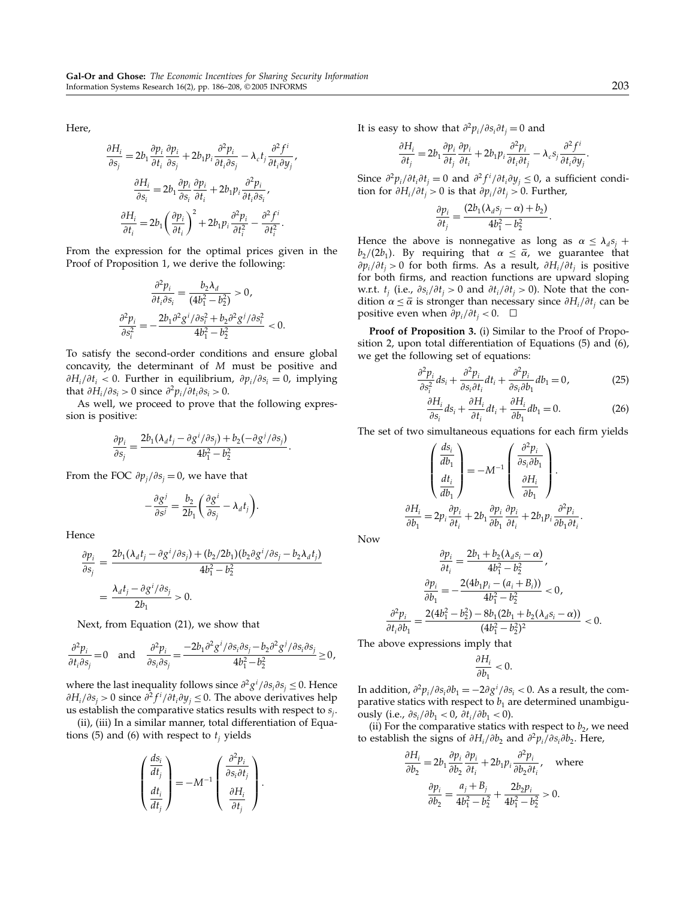Here,

$$\frac{\partial H_i}{\partial s_j} = 2b_1 \frac{\partial p_i}{\partial t_i}\frac{\partial p_i}{\partial s_j} + 2b_1 p_i \frac{\partial^2 p_i}{\partial t_i \partial s_j} - \lambda_c t_j \frac{\partial^2 f^i}{\partial t_i \partial y_j},$$

$$\frac{\partial H_i}{\partial s_i} = 2b_1 \frac{\partial p_i}{\partial s_i}\frac{\partial p_i}{\partial t_i} + 2b_1 p_i \frac{\partial^2 p_i}{\partial t_i \partial s_i},$$

$$\frac{\partial H_i}{\partial t_i} = 2b_1 \left(\frac{\partial p_i}{\partial t_i}\right)^2 + 2b_1 p_i \frac{\partial^2 p_i}{\partial t_i^2} - \frac{\partial^2 f^i}{\partial t_i^2}.$$

From the expression for the optimal prices given in the Proof of Proposition 1, we derive the following:

$$\frac{\partial^2 p_i}{\partial t_i \partial s_i} = \frac{b_2 \lambda_d}{(4b_1^2 - b_2^2)} > 0,$$

$$\frac{\partial^2 p_i}{\partial s_i^2} = -\frac{2b_1 \partial^2 g^i/\partial s_i^2 + b_2 \partial^2 g^j/\partial s_i^2}{4b_1^2 - b_2^2} < 0.$$

To satisfy the second-order conditions and ensure global concavity, the determinant of $M$ must be positive and $\partial H_i/\partial t_i < 0$. Further in equilibrium, $\partial p_i/\partial s_i = 0$, implying that $\partial H_i/\partial s_i > 0$ since $\partial^2 p_i/\partial t_i \partial s_i > 0$.

As well, we proceed to prove that the following expression is positive:

$$\frac{\partial p_i}{\partial s_j} = \frac{2b_1(\lambda_d t_j - \partial g^i/\partial s_j) + b_2(-\partial g^j/\partial s_j)}{4b_1^2 - b_2^2}.$$

From the FOC $\partial p_j/\partial s_j = 0$, we have that

$$-\frac{\partial g^j}{\partial s^j} = \frac{b_2}{2b_1}\left(\frac{\partial g^i}{\partial s_j} - \lambda_d t_j\right).$$

Hence

$$\frac{\partial p_i}{\partial s_j} = \frac{2b_1(\lambda_d t_j - \partial g^i/\partial s_j) + (b_2/2b_1)(b_2 \partial g^i/\partial s_j - b_2 \lambda_d t_j)}{4b_1^2 - b_2^2} = \frac{\lambda_d t_j - \partial g^i/\partial s_j}{2b_1} > 0.$$

Next, from Equation (21), we show that

$$\frac{\partial^2 p_i}{\partial t_i \partial s_j} = 0 \quad \text{and} \quad \frac{\partial^2 p_i}{\partial s_i \partial s_j} = \frac{-2b_1 \partial^2 g^i/\partial s_i \partial s_j - b_2 \partial^2 g^j/\partial s_i \partial s_j}{4b_1^2 - b_2^2} \geq 0,$$

where the last inequality follows since $\partial^2 g^i/\partial s_i \partial s_j \leq 0$. Hence $\partial H_i/\partial s_j > 0$ since $\partial^2 f^i/\partial t_i \partial y_j \leq 0$. The above derivatives help us establish the comparative statics results with respect to $s_j$.

(ii), (iii) In a similar manner, total differentiation of Equations (5) and (6) with respect to $t_j$ yields

$$\begin{pmatrix} \dfrac{ds_i}{dt_j} \\[2ex] \dfrac{dt_i}{dt_j} \end{pmatrix} = -M^{-1} \begin{pmatrix} \dfrac{\partial^2 p_i}{\partial s_i \partial t_j} \\[2ex] \dfrac{\partial H_i}{\partial t_j} \end{pmatrix}.$$

It is easy to show that $\partial^2 p_i/\partial s_i \partial t_j = 0$ and

$$\frac{\partial H_i}{\partial t_j} = 2b_1 \frac{\partial p_i}{\partial t_j}\frac{\partial p_i}{\partial t_i} + 2b_1 p_i \frac{\partial^2 p_i}{\partial t_i \partial t_j} - \lambda_c s_j \frac{\partial^2 f^i}{\partial t_i \partial y_j}.$$

Since $\partial^2 p_i/\partial t_i \partial t_j = 0$ and $\partial^2 f^i/\partial t_i \partial y_j \leq 0$, a sufficient condition for $\partial H_i/\partial t_j > 0$ is that $\partial p_i/\partial t_j > 0$. Further,

$$\frac{\partial p_i}{\partial t_j} = \frac{(2b_1(\lambda_d s_j - \alpha) + b_2)}{4b_1^2 - b_2^2}.$$

Hence the above is nonnegative as long as $\alpha \leq \lambda_d s_j + b_2/(2b_1)$. By requiring that $\alpha \leq \bar{\alpha}$, we guarantee that $\partial p_i/\partial t_j > 0$ for both firms. As a result, $\partial H_i/\partial t_j$ is positive for both firms, and reaction functions are upward sloping w.r.t. $t_j$ (i.e., $\partial s_i/\partial t_j > 0$ and $\partial t_i/\partial t_j > 0$). Note that the condition $\alpha \leq \bar{\alpha}$ is stronger than necessary since $\partial H_i/\partial t_j$ can be positive even when $\partial p_i/\partial t_j < 0$. $\square$

**Proof of Proposition 3.** (i) Similar to the Proof of Proposition 2, upon total differentiation of Equations (5) and (6), we get the following set of equations:

$$\frac{\partial^2 p_i}{\partial s_i^2} ds_i + \frac{\partial^2 p_i}{\partial s_i \partial t_i} dt_i + \frac{\partial^2 p_i}{\partial s_i \partial b_1} db_1 = 0, \tag{25}$$

$$\frac{\partial H_i}{\partial s_i} ds_i + \frac{\partial H_i}{\partial t_i} dt_i + \frac{\partial H_i}{\partial b_1} db_1 = 0. \tag{26}$$

The set of two simultaneous equations for each firm yields

$$\begin{pmatrix} \dfrac{ds_i}{db_1} \\[2ex] \dfrac{dt_i}{db_1} \end{pmatrix} = -M^{-1} \begin{pmatrix} \dfrac{\partial^2 p_i}{\partial s_i \partial b_1} \\[2ex] \dfrac{\partial H_i}{\partial b_1} \end{pmatrix}.$$

$$\frac{\partial H_i}{\partial b_1} = 2p_i \frac{\partial p_i}{\partial t_i} + 2b_1 \frac{\partial p_i}{\partial b_1}\frac{\partial p_i}{\partial t_i} + 2b_1 p_i \frac{\partial^2 p_i}{\partial b_1 \partial t_i}.$$

Now

$$\frac{\partial p_i}{\partial t_i} = \frac{2b_1 + b_2(\lambda_d s_i - \alpha)}{4b_1^2 - b_2^2},$$

$$\frac{\partial p_i}{\partial b_1} = -\frac{2(4b_1 p_i - (a_i + B_i))}{4b_1^2 - b_2^2} < 0,$$

$$\frac{\partial^2 p_i}{\partial t_i \partial b_1} = \frac{2(4b_1^2 - b_2^2) - 8b_1(2b_1 + b_2(\lambda_d s_i - \alpha))}{(4b_1^2 - b_2^2)^2} < 0.$$

The above expressions imply that

$$\frac{\partial H_i}{\partial b_1} < 0.$$

In addition, $\partial^2 p_i/\partial s_i \partial b_1 = -2\partial g^i/\partial s_i < 0$. As a result, the comparative statics with respect to $b_1$ are determined unambiguously (i.e., $\partial s_i/\partial b_1 < 0$, $\partial t_i/\partial b_1 < 0$).

(ii) For the comparative statics with respect to $b_2$, we need to establish the signs of $\partial H_i/\partial b_2$ and $\partial^2 p_i/\partial s_i \partial b_2$. Here,

$$\frac{\partial H_i}{\partial b_2} = 2b_1 \frac{\partial p_i}{\partial b_2}\frac{\partial p_i}{\partial t_i} + 2b_1 p_i \frac{\partial^2 p_i}{\partial b_2 \partial t_i}, \quad \text{where}$$

$$\frac{\partial p_i}{\partial b_2} = \frac{a_j + B_j}{4b_1^2 - b_2^2} + \frac{2b_2 p_i}{4b_1^2 - b_2^2} > 0.$$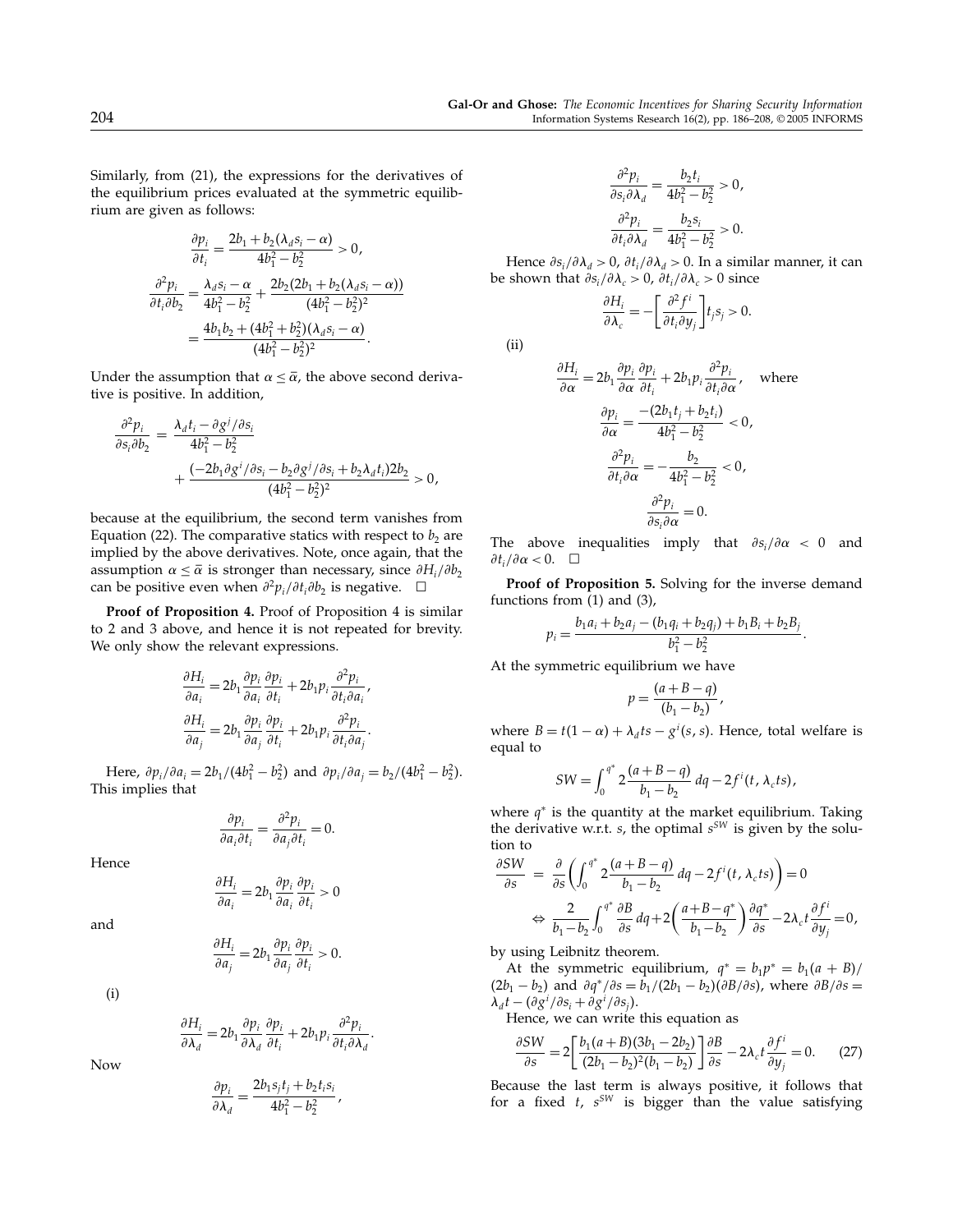Similarly, from (21), the expressions for the derivatives of the equilibrium prices evaluated at the symmetric equilibrium are given as follows:

$$\frac{\partial p_i}{\partial t_i} = \frac{2b_1 + b_2(\lambda_d s_i - \alpha)}{4b_1^2 - b_2^2} > 0,$$

$$\frac{\partial^2 p_i}{\partial t_i \partial b_2} = \frac{\lambda_d s_i - \alpha}{4b_1^2 - b_2^2} + \frac{2b_2(2b_1 + b_2(\lambda_d s_i - \alpha))}{(4b_1^2 - b_2^2)^2} = \frac{4b_1 b_2 + (4b_1^2 + b_2^2)(\lambda_d s_i - \alpha)}{(4b_1^2 - b_2^2)^2}.$$

Under the assumption that $\alpha \leq \bar{\alpha}$, the above second derivative is positive. In addition,

$$\frac{\partial^2 p_i}{\partial s_i \partial b_2} = \frac{\lambda_d t_i - \partial g^j/\partial s_i}{4b_1^2 - b_2^2} + \frac{(-2b_1 \partial g^i/\partial s_i - b_2 \partial g^j/\partial s_i + b_2 \lambda_d t_i) 2b_2}{(4b_1^2 - b_2^2)^2} > 0,$$

because at the equilibrium, the second term vanishes from Equation (22). The comparative statics with respect to $b_2$ are implied by the above derivatives. Note, once again, that the assumption $\alpha \leq \bar{\alpha}$ is stronger than necessary, since $\partial H_i/\partial b_2$ can be positive even when $\partial^2 p_i/\partial t_i \partial b_2$ is negative. □

**Proof of Proposition 4.** Proof of Proposition 4 is similar to 2 and 3 above, and hence it is not repeated for brevity. We only show the relevant expressions.

$$\frac{\partial H_i}{\partial a_i} = 2b_1 \frac{\partial p_i}{\partial a_i}\frac{\partial p_i}{\partial t_i} + 2b_1 p_i \frac{\partial^2 p_i}{\partial t_i \partial a_i},$$

$$\frac{\partial H_i}{\partial a_j} = 2b_1 \frac{\partial p_i}{\partial a_j}\frac{\partial p_i}{\partial t_i} + 2b_1 p_i \frac{\partial^2 p_i}{\partial t_i \partial a_j}.$$

Here, $\partial p_i/\partial a_i = 2b_1/(4b_1^2 - b_2^2)$ and $\partial p_i/\partial a_j = b_2/(4b_1^2 - b_2^2)$. This implies that

$$\frac{\partial p_i}{\partial a_i \partial t_i} = \frac{\partial^2 p_i}{\partial a_j \partial t_i} = 0.$$

Hence

$$\frac{\partial H_i}{\partial a_i} = 2b_1 \frac{\partial p_i}{\partial a_i}\frac{\partial p_i}{\partial t_i} > 0$$

and

$$\frac{\partial H_i}{\partial a_j} = 2b_1 \frac{\partial p_i}{\partial a_j}\frac{\partial p_i}{\partial t_i} > 0.$$

(i)

$$\frac{\partial H_i}{\partial \lambda_d} = 2b_1 \frac{\partial p_i}{\partial \lambda_d}\frac{\partial p_i}{\partial t_i} + 2b_1 p_i \frac{\partial^2 p_i}{\partial t_i \partial \lambda_d}.$$

Now

$$\frac{\partial p_i}{\partial \lambda_d} = \frac{2b_1 s_j t_j + b_2 t_i s_i}{4b_1^2 - b_2^2},$$

$$\frac{\partial^2 p_i}{\partial s_i \partial \lambda_d} = \frac{b_2 t_i}{4b_1^2 - b_2^2} > 0,$$

$$\frac{\partial^2 p_i}{\partial t_i \partial \lambda_d} = \frac{b_2 s_i}{4b_1^2 - b_2^2} > 0.$$

Hence $\partial s_i/\partial \lambda_d > 0$, $\partial t_i/\partial \lambda_d > 0$. In a similar manner, it can be shown that $\partial s_i/\partial \lambda_c > 0$, $\partial t_i/\partial \lambda_c > 0$ since

$$\frac{\partial H_i}{\partial \lambda_c} = -\left[\frac{\partial^2 f^i}{\partial t_i \partial y_j}\right] t_j s_j > 0.$$

(ii)

$$\frac{\partial H_i}{\partial \alpha} = 2b_1 \frac{\partial p_i}{\partial \alpha}\frac{\partial p_i}{\partial t_i} + 2b_1 p_i \frac{\partial^2 p_i}{\partial t_i \partial \alpha}, \quad \text{where}$$

$$\frac{\partial p_i}{\partial \alpha} = \frac{-(2b_1 t_j + b_2 t_i)}{4b_1^2 - b_2^2} < 0,$$

$$\frac{\partial^2 p_i}{\partial t_i \partial \alpha} = -\frac{b_2}{4b_1^2 - b_2^2} < 0,$$

$$\frac{\partial^2 p_i}{\partial s_i \partial \alpha} = 0.$$

The above inequalities imply that $\partial s_i/\partial \alpha < 0$ and $\partial t_i/\partial \alpha < 0$. □

**Proof of Proposition 5.** Solving for the inverse demand functions from (1) and (3),

$$p_i = \frac{b_1 a_i + b_2 a_j - (b_1 q_i + b_2 q_j) + b_1 B_i + b_2 B_j}{b_1^2 - b_2^2}.$$

At the symmetric equilibrium we have

$$p = \frac{(a + B - q)}{(b_1 - b_2)},$$

where $B = t(1-\alpha) + \lambda_d ts - g^i(s, s)$. Hence, total welfare is equal to

$$SW = \int_0^{q^*} 2\frac{(a + B - q)}{b_1 - b_2}\, dq - 2f^i(t, \lambda_c ts),$$

where $q^*$ is the quantity at the market equilibrium. Taking the derivative w.r.t. $s$, the optimal $s^{SW}$ is given by the solution to

$$\frac{\partial SW}{\partial s} = \frac{\partial}{\partial s}\left(\int_0^{q^*} 2\frac{(a+B-q)}{b_1 - b_2}\, dq - 2f^i(t, \lambda_c ts)\right) = 0$$

$$\Leftrightarrow \frac{2}{b_1 - b_2}\int_0^{q^*} \frac{\partial B}{\partial s}\, dq + 2\left(\frac{a + B - q^*}{b_1 - b_2}\right)\frac{\partial q^*}{\partial s} - 2\lambda_c t \frac{\partial f^i}{\partial y_j} = 0,$$

by using Leibnitz theorem.

At the symmetric equilibrium, $q^* = b_1 p^* = b_1(a + B)/(2b_1 - b_2)$ and $\partial q^*/\partial s = b_1/(2b_1 - b_2)(\partial B/\partial s)$, where $\partial B/\partial s = \lambda_d t - (\partial g^i/\partial s_i + \partial g^i/\partial s_j)$.

Hence, we can write this equation as

$$\frac{\partial SW}{\partial s} = 2\left[\frac{b_1(a+B)(3b_1 - 2b_2)}{(2b_1 - b_2)^2(b_1 - b_2)}\right]\frac{\partial B}{\partial s} - 2\lambda_c t \frac{\partial f^i}{\partial y_j} = 0. \quad (27)$$

Because the last term is always positive, it follows that for a fixed $t$, $s^{SW}$ is bigger than the value satisfying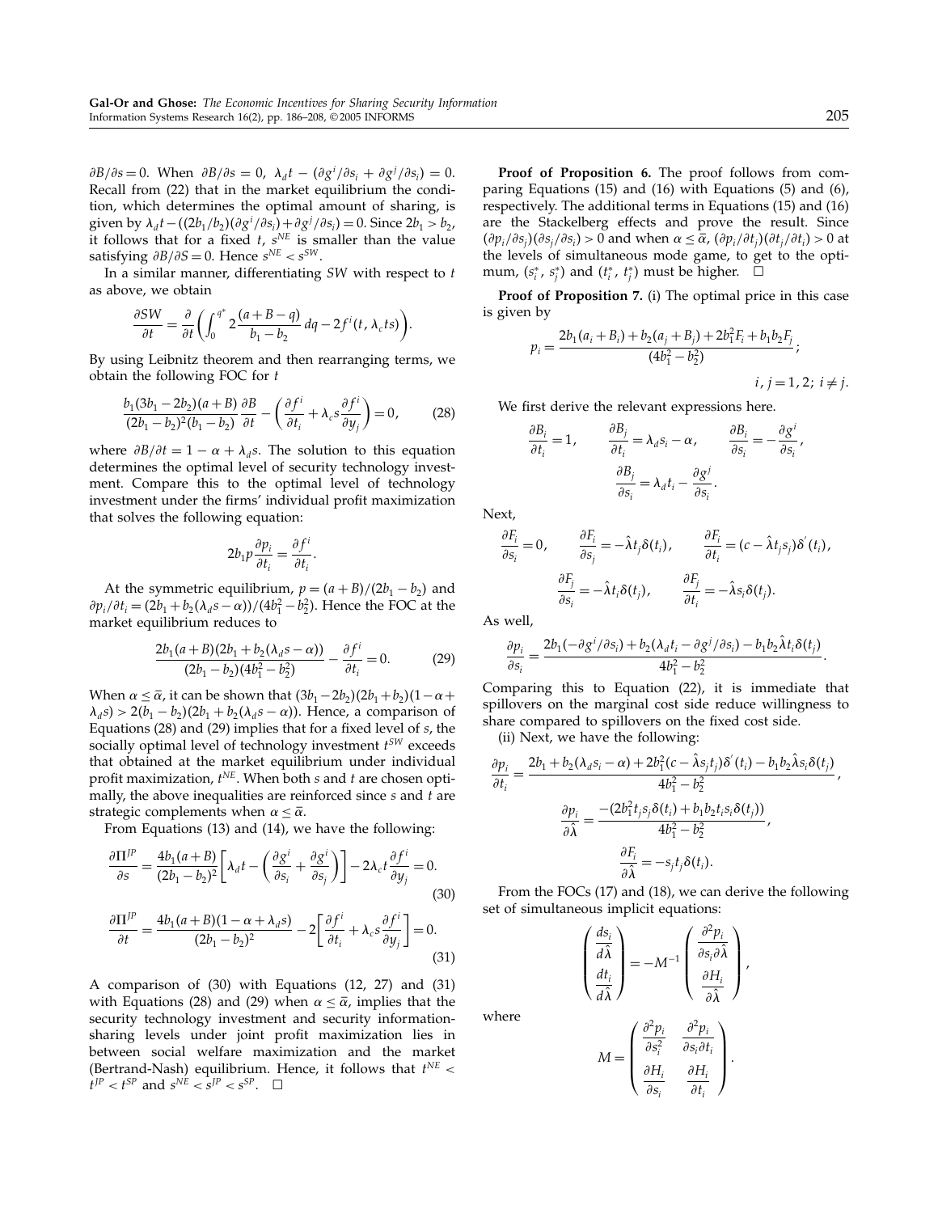$\partial B/\partial s = 0$. When $\partial B/\partial s = 0$, $\lambda_d t - (\partial g^i/\partial s_i + \partial g^j/\partial s_i) = 0$. Recall from (22) that in the market equilibrium the condition, which determines the optimal amount of sharing, is given by $\lambda_d t - ((2b_1/b_2)(\partial g^i/\partial s_i) + \partial g^j/\partial s_i) = 0$. Since $2b_1 > b_2$, it follows that for a fixed $t$, $s^{NE}$ is smaller than the value satisfying $\partial B/\partial S = 0$. Hence $s^{NE} < s^{SW}$.

In a similar manner, differentiating $SW$ with respect to $t$ as above, we obtain

$$\frac{\partial SW}{\partial t} = \frac{\partial}{\partial t}\left(\int_0^{q^*} 2\frac{(a+B-q)}{b_1 - b_2}\,dq - 2f^i(t, \lambda_c ts)\right).$$

By using Leibnitz theorem and then rearranging terms, we obtain the following FOC for $t$

$$\frac{b_1(3b_1 - 2b_2)(a+B)}{(2b_1 - b_2)^2(b_1 - b_2)}\frac{\partial B}{\partial t} - \left(\frac{\partial f^i}{\partial t_i} + \lambda_c s\frac{\partial f^i}{\partial y_j}\right) = 0, \tag{28}$$

where $\partial B/\partial t = 1 - \alpha + \lambda_d s$. The solution to this equation determines the optimal level of security technology investment. Compare this to the optimal level of technology investment under the firms' individual profit maximization that solves the following equation:

$$2b_1 p\frac{\partial p_i}{\partial t_i} = \frac{\partial f^i}{\partial t_i}.$$

At the symmetric equilibrium, $p = (a+B)/(2b_1 - b_2)$ and $\partial p_i/\partial t_i = (2b_1 + b_2(\lambda_d s - \alpha))/(4b_1^2 - b_2^2)$. Hence the FOC at the market equilibrium reduces to

$$\frac{2b_1(a+B)(2b_1 + b_2(\lambda_d s - \alpha))}{(2b_1 - b_2)(4b_1^2 - b_2^2)} - \frac{\partial f^i}{\partial t_i} = 0. \tag{29}$$

When $\alpha \le \bar{\alpha}$, it can be shown that $(3b_1 - 2b_2)(2b_1 + b_2)(1 - \alpha + \lambda_d s) > 2(b_1 - b_2)(2b_1 + b_2(\lambda_d s - \alpha))$. Hence, a comparison of Equations (28) and (29) implies that for a fixed level of $s$, the socially optimal level of technology investment $t^{SW}$ exceeds that obtained at the market equilibrium under individual profit maximization, $t^{NE}$. When both $s$ and $t$ are chosen optimally, the above inequalities are reinforced since $s$ and $t$ are strategic complements when $\alpha \le \bar{\alpha}$.

From Equations (13) and (14), we have the following:

$$\frac{\partial \Pi^{JP}}{\partial s} = \frac{4b_1(a+B)}{(2b_1 - b_2)^2}\left[\lambda_d t - \left(\frac{\partial g^i}{\partial s_i} + \frac{\partial g^i}{\partial s_j}\right)\right] - 2\lambda_c t\frac{\partial f^i}{\partial y_j} = 0. \tag{30}$$

$$\frac{\partial \Pi^{JP}}{\partial t} = \frac{4b_1(a+B)(1 - \alpha + \lambda_d s)}{(2b_1 - b_2)^2} - 2\left[\frac{\partial f^i}{\partial t_i} + \lambda_c s\frac{\partial f^i}{\partial y_j}\right] = 0. \tag{31}$$

A comparison of (30) with Equations (12, 27) and (31) with Equations (28) and (29) when $\alpha \le \bar{\alpha}$, implies that the security technology investment and security information-sharing levels under joint profit maximization lies in between social welfare maximization and the market (Bertrand-Nash) equilibrium. Hence, it follows that $t^{NE} < t^{JP} < t^{SP}$ and $s^{NE} < s^{JP} < s^{SP}$. □

**Proof of Proposition 6.** The proof follows from comparing Equations (15) and (16) with Equations (5) and (6), respectively. The additional terms in Equations (15) and (16) are the Stackelberg effects and prove the result. Since $(\partial p_i/\partial s_j)(\partial s_j/\partial s_i) > 0$ and when $\alpha \le \bar{\alpha}$, $(\partial p_i/\partial t_j)(\partial t_j/\partial t_i) > 0$ at the levels of simultaneous mode game, to get to the optimum, $(s_i^*, s_j^*)$ and $(t_i^*, t_j^*)$ must be higher. □

**Proof of Proposition 7.** (i) The optimal price in this case is given by

$$p_i = \frac{2b_1(a_i + B_i) + b_2(a_j + B_j) + 2b_1^2 F_i + b_1 b_2 F_j}{(4b_1^2 - b_2^2)};$$

$$i, j = 1, 2;\ i \ne j.$$

We first derive the relevant expressions here.

$$\frac{\partial B_i}{\partial t_i} = 1, \qquad \frac{\partial B_j}{\partial t_i} = \lambda_d s_i - \alpha, \qquad \frac{\partial B_i}{\partial s_i} = -\frac{\partial g^i}{\partial s_i},$$

$$\frac{\partial B_j}{\partial s_i} = \lambda_d t_i - \frac{\partial g^j}{\partial s_i}.$$

Next,

$$\frac{\partial F_i}{\partial s_i} = 0, \qquad \frac{\partial F_i}{\partial s_j} = -\hat{\lambda} t_j \delta(t_i), \qquad \frac{\partial F_i}{\partial t_i} = (c - \hat{\lambda} t_j s_j)\delta'(t_i),$$

$$\frac{\partial F_j}{\partial s_i} = -\hat{\lambda} t_i \delta(t_j), \qquad \frac{\partial F_j}{\partial t_i} = -\hat{\lambda} s_i \delta(t_j).$$

As well,

$$\frac{\partial p_i}{\partial s_i} = \frac{2b_1(-\partial g^i/\partial s_i) + b_2(\lambda_d t_i - \partial g^j/\partial s_i) - b_1 b_2 \hat{\lambda} t_i \delta(t_j)}{4b_1^2 - b_2^2}.$$

Comparing this to Equation (22), it is immediate that spillovers on the marginal cost side reduce willingness to share compared to spillovers on the fixed cost side.

(ii) Next, we have the following:

$$\frac{\partial p_i}{\partial t_i} = \frac{2b_1 + b_2(\lambda_d s_i - \alpha) + 2b_1^2(c - \hat{\lambda} s_j t_j)\delta'(t_i) - b_1 b_2 \hat{\lambda} s_i \delta(t_j)}{4b_1^2 - b_2^2},$$

$$\frac{\partial p_i}{\partial \hat{\lambda}} = \frac{-(2b_1^2 t_j s_j \delta(t_i) + b_1 b_2 t_i s_i \delta(t_j))}{4b_1^2 - b_2^2},$$

$$\frac{\partial F_i}{\partial \hat{\lambda}} = -s_j t_j \delta(t_i).$$

From the FOCs (17) and (18), we can derive the following set of simultaneous implicit equations:

$$\begin{pmatrix} \dfrac{ds_i}{d\hat{\lambda}} \\[2ex] \dfrac{dt_i}{d\hat{\lambda}} \end{pmatrix} = -M^{-1}\begin{pmatrix} \dfrac{\partial^2 p_i}{\partial s_i \partial \hat{\lambda}} \\[2ex] \dfrac{\partial H_i}{\partial \hat{\lambda}} \end{pmatrix},$$

where

$$M = \begin{pmatrix} \dfrac{\partial^2 p_i}{\partial s_i^2} & \dfrac{\partial^2 p_i}{\partial s_i \partial t_i} \\[2ex] \dfrac{\partial H_i}{\partial s_i} & \dfrac{\partial H_i}{\partial t_i} \end{pmatrix}.$$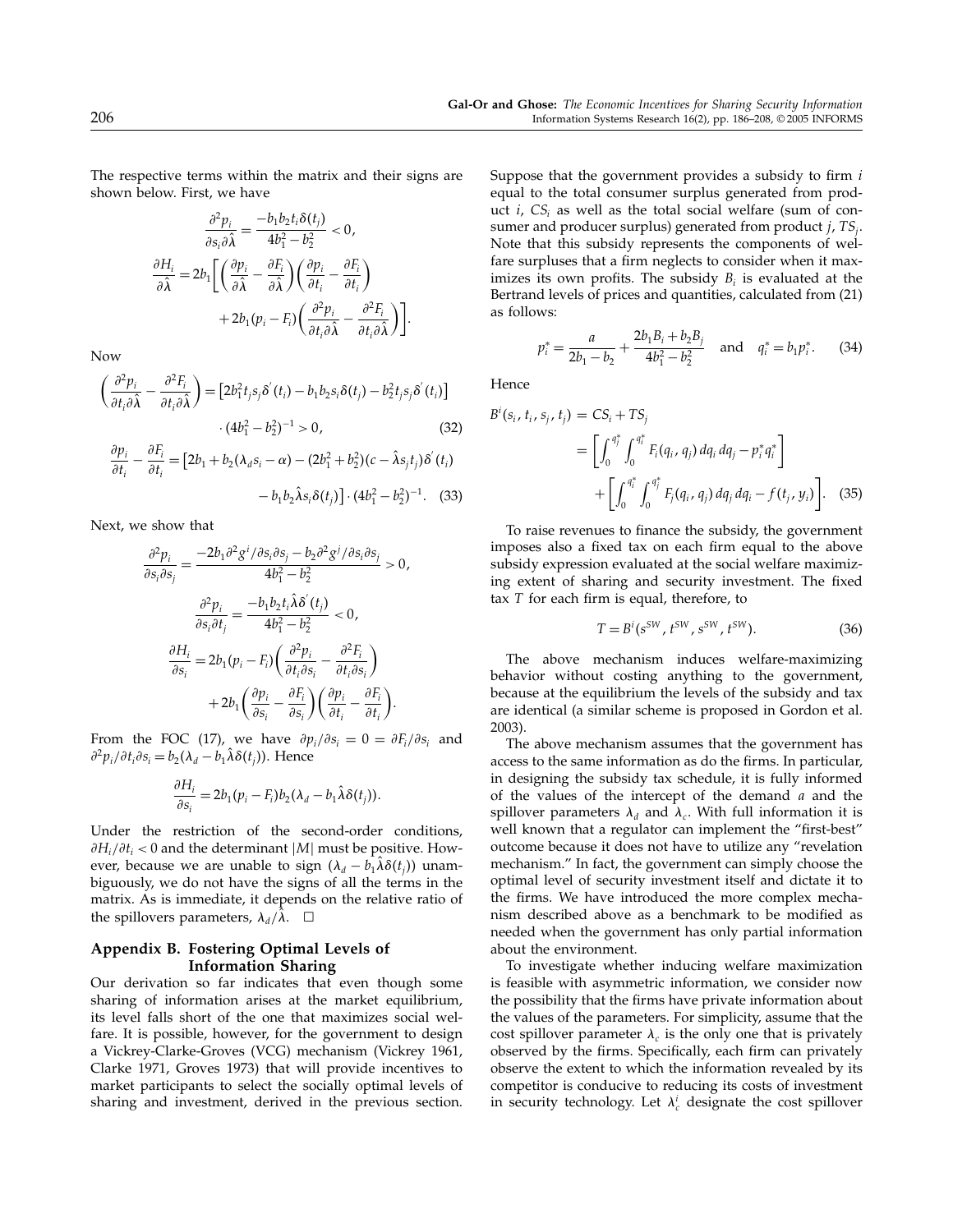The respective terms within the matrix and their signs are shown below. First, we have

$$\frac{\partial^2 p_i}{\partial s_i \partial \hat{\lambda}} = \frac{-b_1 b_2 t_i \delta(t_j)}{4b_1^2 - b_2^2} < 0,$$

$$\frac{\partial H_i}{\partial \hat{\lambda}} = 2b_1 \left[ \left( \frac{\partial p_i}{\partial \hat{\lambda}} - \frac{\partial F_i}{\partial \hat{\lambda}} \right) \left( \frac{\partial p_i}{\partial t_i} - \frac{\partial F_i}{\partial t_i} \right) + 2b_1 (p_i - F_i) \left( \frac{\partial^2 p_i}{\partial t_i \partial \hat{\lambda}} - \frac{\partial^2 F_i}{\partial t_i \partial \hat{\lambda}} \right) \right].$$

Now

$$\left( \frac{\partial^2 p_i}{\partial t_i \partial \hat{\lambda}} - \frac{\partial^2 F_i}{\partial t_i \partial \hat{\lambda}} \right) = \left[ 2b_1^2 t_j s_j \delta'(t_i) - b_1 b_2 s_i \delta(t_j) - b_2^2 t_j s_j \delta'(t_i) \right] \cdot (4b_1^2 - b_2^2)^{-1} > 0, \quad (32)$$

$$\frac{\partial p_i}{\partial t_i} - \frac{\partial F_i}{\partial t_i} = \left[ 2b_1 + b_2(\lambda_d s_i - \alpha) - (2b_1^2 + b_2^2)(c - \hat{\lambda} s_j t_j) \delta'(t_i) - b_1 b_2 \hat{\lambda} s_i \delta(t_j) \right] \cdot (4b_1^2 - b_2^2)^{-1}. \quad (33)$$

Next, we show that

$$\frac{\partial^2 p_i}{\partial s_i \partial s_j} = \frac{-2b_1 \partial^2 g^i / \partial s_i \partial s_j - b_2 \partial^2 g^j / \partial s_i \partial s_j}{4b_1^2 - b_2^2} > 0,$$

$$\frac{\partial^2 p_i}{\partial s_i \partial t_j} = \frac{-b_1 b_2 t_i \hat{\lambda} \delta'(t_j)}{4b_1^2 - b_2^2} < 0,$$

$$\frac{\partial H_i}{\partial s_i} = 2b_1 (p_i - F_i) \left( \frac{\partial^2 p_i}{\partial t_i \partial s_i} - \frac{\partial^2 F_i}{\partial t_i \partial s_i} \right) + 2b_1 \left( \frac{\partial p_i}{\partial s_i} - \frac{\partial F_i}{\partial s_i} \right) \left( \frac{\partial p_i}{\partial t_i} - \frac{\partial F_i}{\partial t_i} \right).$$

From the FOC (17), we have $\partial p_i / \partial s_i = 0 = \partial F_i / \partial s_i$ and $\partial^2 p_i / \partial t_i \partial s_i = b_2(\lambda_d - b_1 \hat{\lambda} \delta(t_j))$. Hence

$$\frac{\partial H_i}{\partial s_i} = 2b_1 (p_i - F_i) b_2 (\lambda_d - b_1 \hat{\lambda} \delta(t_j)).$$

Under the restriction of the second-order conditions, $\partial H_i / \partial t_i < 0$ and the determinant $|M|$ must be positive. However, because we are unable to sign $(\lambda_d - b_1 \hat{\lambda} \delta(t_j))$ unambiguously, we do not have the signs of all the terms in the matrix. As is immediate, it depends on the relative ratio of the spillovers parameters, $\lambda_d / \hat{\lambda}$. □

## Appendix B. Fostering Optimal Levels of Information Sharing

Our derivation so far indicates that even though some sharing of information arises at the market equilibrium, its level falls short of the one that maximizes social welfare. It is possible, however, for the government to design a Vickrey-Clarke-Groves (VCG) mechanism (Vickrey 1961, Clarke 1971, Groves 1973) that will provide incentives to market participants to select the socially optimal levels of sharing and investment, derived in the previous section. Suppose that the government provides a subsidy to firm $i$ equal to the total consumer surplus generated from product $i$, $CS_i$ as well as the total social welfare (sum of consumer and producer surplus) generated from product $j$, $TS_j$. Note that this subsidy represents the components of welfare surpluses that a firm neglects to consider when it maximizes its own profits. The subsidy $B_i$ is evaluated at the Bertrand levels of prices and quantities, calculated from (21) as follows:

$$p_i^* = \frac{a}{2b_1 - b_2} + \frac{2b_1 B_i + b_2 B_j}{4b_1^2 - b_2^2} \quad \text{and} \quad q_i^* = b_1 p_i^*. \quad (34)$$

Hence

$$B^i(s_i, t_i, s_j, t_j) = CS_i + TS_j = \left[ \int_0^{q_j^*} \int_0^{q_i^*} F_i(q_i, q_j)\, dq_i\, dq_j - p_i^* q_i^* \right] + \left[ \int_0^{q_i^*} \int_0^{q_j^*} F_j(q_i, q_j)\, dq_j\, dq_i - f(t_j, y_i) \right]. \quad (35)$$

To raise revenues to finance the subsidy, the government imposes also a fixed tax on each firm equal to the above subsidy expression evaluated at the social welfare maximizing extent of sharing and security investment. The fixed tax $T$ for each firm is equal, therefore, to

$$T = B^i(s^{SW}, t^{SW}, s^{SW}, t^{SW}). \quad (36)$$

The above mechanism induces welfare-maximizing behavior without costing anything to the government, because at the equilibrium the levels of the subsidy and tax are identical (a similar scheme is proposed in Gordon et al. 2003).

The above mechanism assumes that the government has access to the same information as do the firms. In particular, in designing the subsidy tax schedule, it is fully informed of the values of the intercept of the demand $a$ and the spillover parameters $\lambda_d$ and $\lambda_c$. With full information it is well known that a regulator can implement the "first-best" outcome because it does not have to utilize any "revelation mechanism." In fact, the government can simply choose the optimal level of security investment itself and dictate it to the firms. We have introduced the more complex mechanism described above as a benchmark to be modified as needed when the government has only partial information about the environment.

To investigate whether inducing welfare maximization is feasible with asymmetric information, we consider now the possibility that the firms have private information about the values of the parameters. For simplicity, assume that the cost spillover parameter $\lambda_c$ is the only one that is privately observed by the firms. Specifically, each firm can privately observe the extent to which the information revealed by its competitor is conducive to reducing its costs of investment in security technology. Let $\lambda_c^i$ designate the cost spillover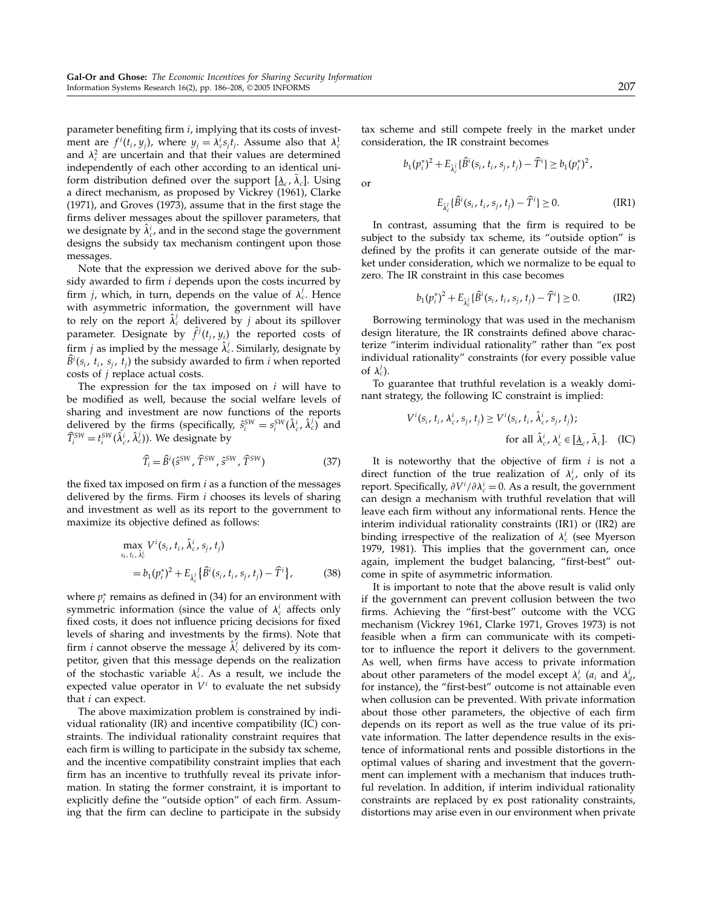parameter benefiting firm $i$, implying that its costs of investment are $f^i(t_i, y_j)$, where $y_j = \lambda_c^i s_j t_j$. Assume also that $\lambda_c^1$ and $\lambda_c^2$ are uncertain and that their values are determined independently of each other according to an identical uniform distribution defined over the support $[\underline{\lambda}_c, \bar{\lambda}_c]$. Using a direct mechanism, as proposed by Vickrey (1961), Clarke (1971), and Groves (1973), assume that in the first stage the firms deliver messages about the spillover parameters, that we designate by $\hat{\lambda}_c^i$, and in the second stage the government designs the subsidy tax mechanism contingent upon those messages.

Note that the expression we derived above for the subsidy awarded to firm $i$ depends upon the costs incurred by firm $j$, which, in turn, depends on the value of $\lambda_c^j$. Hence with asymmetric information, the government will have to rely on the report $\hat{\lambda}_c^j$ delivered by $j$ about its spillover parameter. Designate by $\hat{f}^j(t_j, y_i)$ the reported costs of firm $j$ as implied by the message $\hat{\lambda}_c^j$. Similarly, designate by $\hat{B}^i(s_i, t_i, s_j, t_j)$ the subsidy awarded to firm $i$ when reported costs of $j$ replace actual costs.

The expression for the tax imposed on $i$ will have to be modified as well, because the social welfare levels of sharing and investment are now functions of the reports delivered by the firms (specifically, $\hat{s}_i^{SW} = s_i^{SW}(\hat{\lambda}_c^i, \hat{\lambda}_c^j)$ and $\widehat{T}_i^{SW} = t_i^{SW}(\hat{\lambda}_c^i, \hat{\lambda}_c^j)$). We designate by

$$\widehat{T}_i = \widehat{B}^i(\hat{s}^{SW}, \widehat{T}^{SW}, \hat{s}^{SW}, \widehat{T}^{SW}) \tag{37}$$

the fixed tax imposed on firm $i$ as a function of the messages delivered by the firms. Firm $i$ chooses its levels of sharing and investment as well as its report to the government to maximize its objective defined as follows:

$$\begin{aligned}
&\max_{s_i, t_i, \hat{\lambda}_c^i} V^i(s_i, t_i, \hat{\lambda}_c^i, s_j, t_j)\\
&\quad = b_1(p_i^*)^2 + E_{\hat{\lambda}_c^j}\{\widehat{B}^i(s_i, t_i, s_j, t_j) - \widehat{T}^i\},
\end{aligned} \tag{38}$$

where $p_i^*$ remains as defined in (34) for an environment with symmetric information (since the value of $\lambda_c^i$ affects only fixed costs, it does not influence pricing decisions for fixed levels of sharing and investments by the firms). Note that firm $i$ cannot observe the message $\hat{\lambda}_c^j$ delivered by its competitor, given that this message depends on the realization of the stochastic variable $\lambda_c^j$. As a result, we include the expected value operator in $V^i$ to evaluate the net subsidy that $i$ can expect.

The above maximization problem is constrained by individual rationality (IR) and incentive compatibility (IC) constraints. The individual rationality constraint requires that each firm is willing to participate in the subsidy tax scheme, and the incentive compatibility constraint implies that each firm has an incentive to truthfully reveal its private information. In stating the former constraint, it is important to explicitly define the "outside option" of each firm. Assuming that the firm can decline to participate in the subsidy tax scheme and still compete freely in the market under consideration, the IR constraint becomes

$$b_1(p_i^*)^2 + E_{\hat{\lambda}_c^j}\{\widehat{B}^i(s_i, t_i, s_j, t_j) - \widehat{T}^i\} \geq b_1(p_i^*)^2,$$

or

$$E_{\hat{\lambda}_c^j}\{\widehat{B}^i(s_i, t_i, s_j, t_j) - \widehat{T}^i\} \geq 0. \tag{IR1}$$

In contrast, assuming that the firm is required to be subject to the subsidy tax scheme, its "outside option" is defined by the profits it can generate outside of the market under consideration, which we normalize to be equal to zero. The IR constraint in this case becomes

$$b_1(p_i^*)^2 + E_{\hat{\lambda}_c^j}\{\widehat{B}^i(s_i, t_i, s_j, t_j) - \widehat{T}^i\} \geq 0. \tag{IR2}$$

Borrowing terminology that was used in the mechanism design literature, the IR constraints defined above characterize "interim individual rationality" rather than "ex post individual rationality" constraints (for every possible value of $\lambda_c^j$).

To guarantee that truthful revelation is a weakly dominant strategy, the following IC constraint is implied:

$$\begin{aligned}
&V^i(s_i, t_i, \lambda_c^i, s_j, t_j) \geq V^i(s_i, t_i, \hat{\lambda}_c^i, s_j, t_j);\\
&\qquad\qquad \text{for all } \hat{\lambda}_c^i, \lambda_c^i \in [\underline{\lambda}_c, \bar{\lambda}_c]. \quad \text{(IC)}
\end{aligned}$$

It is noteworthy that the objective of firm $i$ is not a direct function of the true realization of $\lambda_c^i$, only of its report. Specifically, $\partial V^i/\partial \lambda_c^i = 0$. As a result, the government can design a mechanism with truthful revelation that will leave each firm without any informational rents. Hence the interim individual rationality constraints (IR1) or (IR2) are binding irrespective of the realization of $\lambda_c^i$ (see Myerson 1979, 1981). This implies that the government can, once again, implement the budget balancing, "first-best" outcome in spite of asymmetric information.

It is important to note that the above result is valid only if the government can prevent collusion between the two firms. Achieving the "first-best" outcome with the VCG mechanism (Vickrey 1961, Clarke 1971, Groves 1973) is not feasible when a firm can communicate with its competitor to influence the report it delivers to the government. As well, when firms have access to private information about other parameters of the model except $\lambda_c^i$ ($a_i$ and $\lambda_d^i$, for instance), the "first-best" outcome is not attainable even when collusion can be prevented. With private information about those other parameters, the objective of each firm depends on its report as well as the true value of its private information. The latter dependence results in the existence of informational rents and possible distortions in the optimal values of sharing and investment that the government can implement with a mechanism that induces truthful revelation. In addition, if interim individual rationality constraints are replaced by ex post rationality constraints, distortions may arise even in our environment when private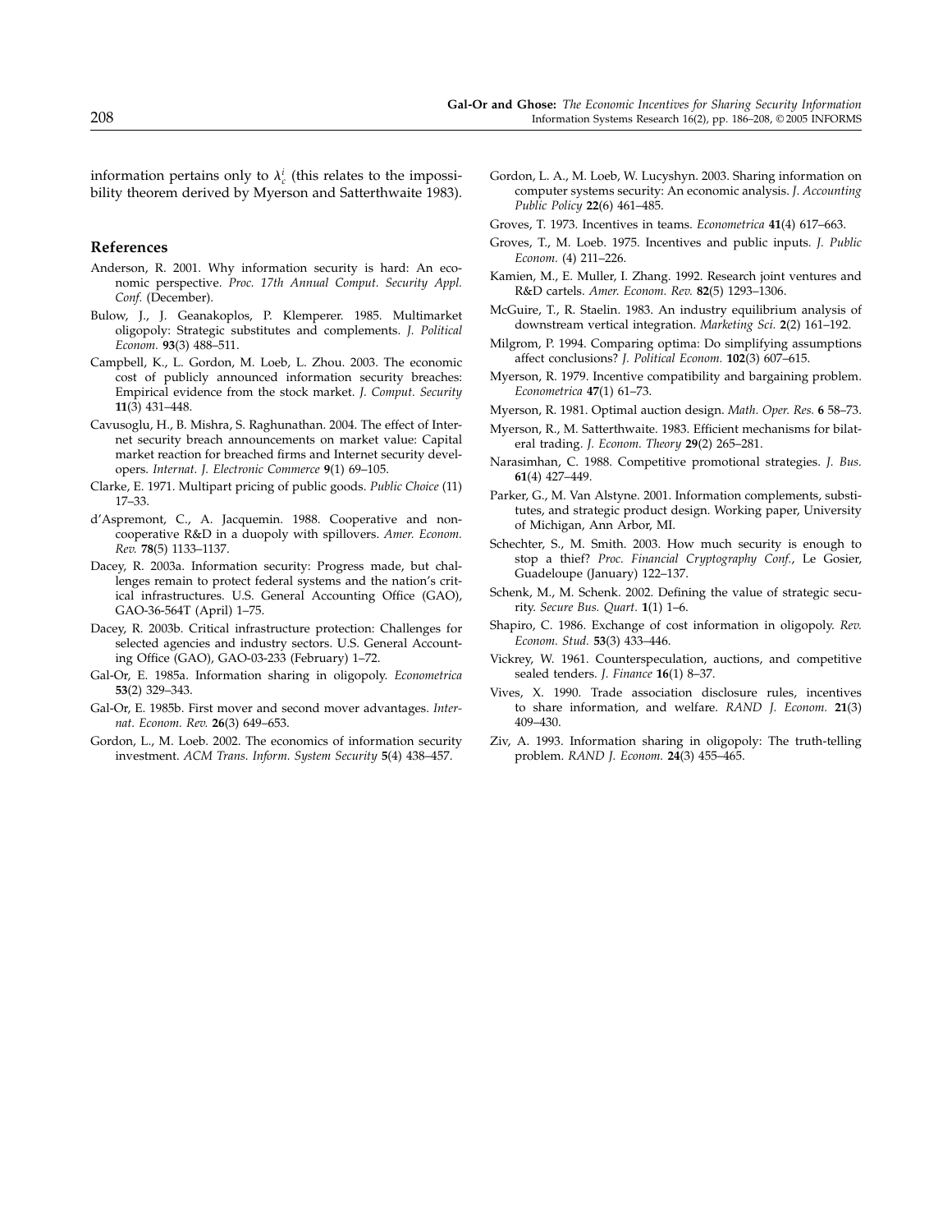information pertains only to $\lambda_c^i$ (this relates to the impossibility theorem derived by Myerson and Satterthwaite 1983).

## References

Anderson, R. 2001. Why information security is hard: An economic perspective. *Proc. 17th Annual Comput. Security Appl. Conf.* (December).

Bulow, J., J. Geanakoplos, P. Klemperer. 1985. Multimarket oligopoly: Strategic substitutes and complements. *J. Political Econom.* **93**(3) 488–511.

Campbell, K., L. Gordon, M. Loeb, L. Zhou. 2003. The economic cost of publicly announced information security breaches: Empirical evidence from the stock market. *J. Comput. Security* **11**(3) 431–448.

Cavusoglu, H., B. Mishra, S. Raghunathan. 2004. The effect of Internet security breach announcements on market value: Capital market reaction for breached firms and Internet security developers. *Internat. J. Electronic Commerce* **9**(1) 69–105.

Clarke, E. 1971. Multipart pricing of public goods. *Public Choice* (11) 17–33.

d'Aspremont, C., A. Jacquemin. 1988. Cooperative and noncooperative R&D in a duopoly with spillovers. *Amer. Econom. Rev.* **78**(5) 1133–1137.

Dacey, R. 2003a. Information security: Progress made, but challenges remain to protect federal systems and the nation's critical infrastructures. U.S. General Accounting Office (GAO), GAO-36-564T (April) 1–75.

Dacey, R. 2003b. Critical infrastructure protection: Challenges for selected agencies and industry sectors. U.S. General Accounting Office (GAO), GAO-03-233 (February) 1–72.

Gal-Or, E. 1985a. Information sharing in oligopoly. *Econometrica* **53**(2) 329–343.

Gal-Or, E. 1985b. First mover and second mover advantages. *Internat. Econom. Rev.* **26**(3) 649–653.

Gordon, L., M. Loeb. 2002. The economics of information security investment. *ACM Trans. Inform. System Security* **5**(4) 438–457.

Gordon, L. A., M. Loeb, W. Lucyshyn. 2003. Sharing information on computer systems security: An economic analysis. *J. Accounting Public Policy* **22**(6) 461–485.

Groves, T. 1973. Incentives in teams. *Econometrica* **41**(4) 617–663.

Groves, T., M. Loeb. 1975. Incentives and public inputs. *J. Public Econom.* (4) 211–226.

Kamien, M., E. Muller, I. Zhang. 1992. Research joint ventures and R&D cartels. *Amer. Econom. Rev.* **82**(5) 1293–1306.

McGuire, T., R. Staelin. 1983. An industry equilibrium analysis of downstream vertical integration. *Marketing Sci.* **2**(2) 161–192.

Milgrom, P. 1994. Comparing optima: Do simplifying assumptions affect conclusions? *J. Political Econom.* **102**(3) 607–615.

Myerson, R. 1979. Incentive compatibility and bargaining problem. *Econometrica* **47**(1) 61–73.

Myerson, R. 1981. Optimal auction design. *Math. Oper. Res.* **6** 58–73.

Myerson, R., M. Satterthwaite. 1983. Efficient mechanisms for bilateral trading. *J. Econom. Theory* **29**(2) 265–281.

Narasimhan, C. 1988. Competitive promotional strategies. *J. Bus.* **61**(4) 427–449.

Parker, G., M. Van Alstyne. 2001. Information complements, substitutes, and strategic product design. Working paper, University of Michigan, Ann Arbor, MI.

Schechter, S., M. Smith. 2003. How much security is enough to stop a thief? *Proc. Financial Cryptography Conf.*, Le Gosier, Guadeloupe (January) 122–137.

Schenk, M., M. Schenk. 2002. Defining the value of strategic security. *Secure Bus. Quart.* **1**(1) 1–6.

Shapiro, C. 1986. Exchange of cost information in oligopoly. *Rev. Econom. Stud.* **53**(3) 433–446.

Vickrey, W. 1961. Counterspeculation, auctions, and competitive sealed tenders. *J. Finance* **16**(1) 8–37.

Vives, X. 1990. Trade association disclosure rules, incentives to share information, and welfare. *RAND J. Econom.* **21**(3) 409–430.

Ziv, A. 1993. Information sharing in oligopoly: The truth-telling problem. *RAND J. Econom.* **24**(3) 455–465.